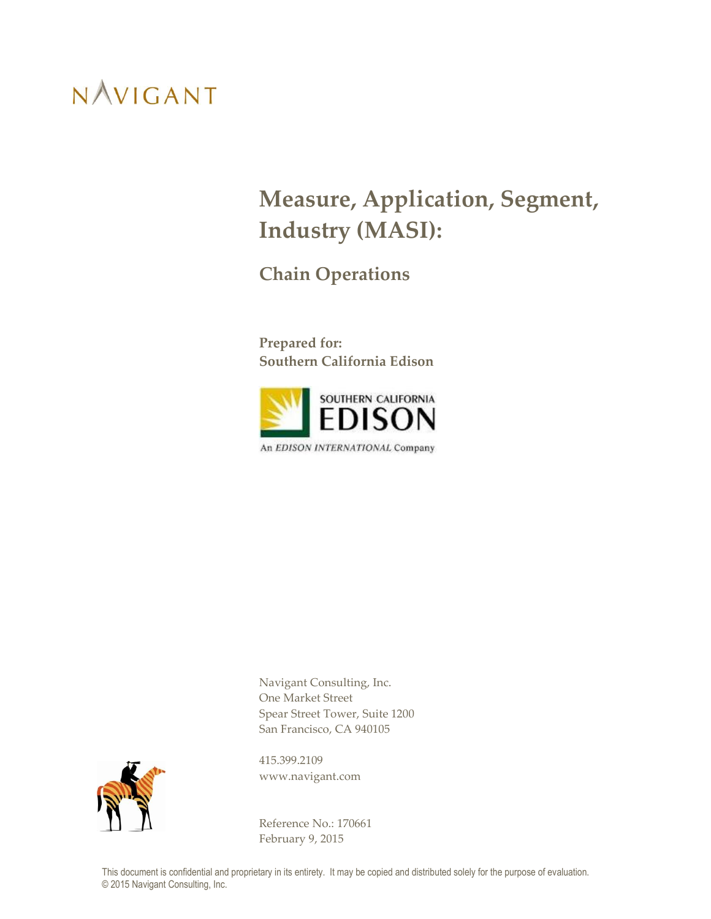NAVIGANT

# Measure, Application, Segment, Industry (MASI):

## Chain Operations

**Prepared for:**
**Southern California Edison**

SOUTHERN CALIFORNIA
EDISON
An EDISON INTERNATIONAL Company

Navigant Consulting, Inc.
One Market Street
Spear Street Tower, Suite 1200
San Francisco, CA 940105

415.399.2109
www.navigant.com

Reference No.: 170661
February 9, 2015

This document is confidential and proprietary in its entirety. It may be copied and distributed solely for the purpose of evaluation.
© 2015 Navigant Consulting, Inc.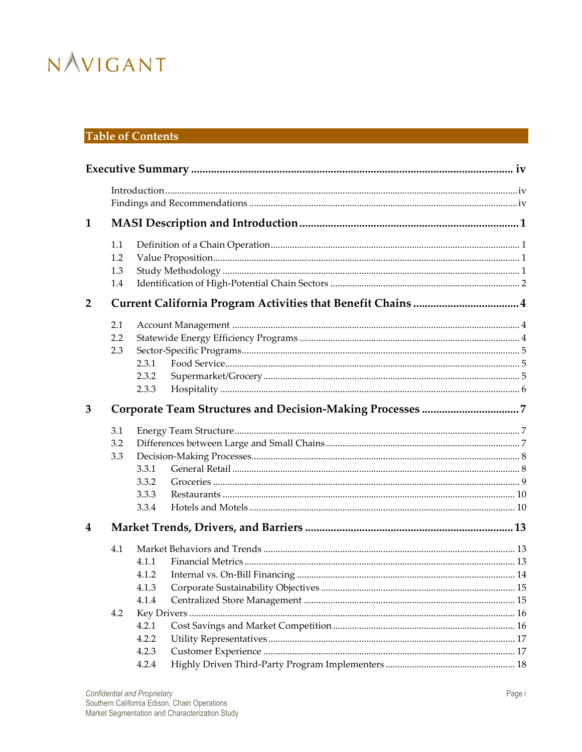## Table of Contents

**Executive Summary ........................................................................................ iv**

- Introduction ........................................................................................ iv
- Findings and Recommendations ........................................................................................ iv

**1 MASI Description and Introduction ........................................................................................ 1**

- 1.1 Definition of a Chain Operation ........................................................................................ 1
- 1.2 Value Proposition ........................................................................................ 1
- 1.3 Study Methodology ........................................................................................ 1
- 1.4 Identification of High-Potential Chain Sectors ........................................................................................ 2

**2 Current California Program Activities that Benefit Chains ........................................................................................ 4**

- 2.1 Account Management ........................................................................................ 4
- 2.2 Statewide Energy Efficiency Programs ........................................................................................ 4
- 2.3 Sector-Specific Programs ........................................................................................ 5
  - 2.3.1 Food Service ........................................................................................ 5
  - 2.3.2 Supermarket/Grocery ........................................................................................ 5
  - 2.3.3 Hospitality ........................................................................................ 6

**3 Corporate Team Structures and Decision-Making Processes ........................................................................................ 7**

- 3.1 Energy Team Structure ........................................................................................ 7
- 3.2 Differences between Large and Small Chains ........................................................................................ 7
- 3.3 Decision-Making Processes ........................................................................................ 8
  - 3.3.1 General Retail ........................................................................................ 8
  - 3.3.2 Groceries ........................................................................................ 9
  - 3.3.3 Restaurants ........................................................................................ 10
  - 3.3.4 Hotels and Motels ........................................................................................ 10

**4 Market Trends, Drivers, and Barriers ........................................................................................ 13**

- 4.1 Market Behaviors and Trends ........................................................................................ 13
  - 4.1.1 Financial Metrics ........................................................................................ 13
  - 4.1.2 Internal vs. On-Bill Financing ........................................................................................ 14
  - 4.1.3 Corporate Sustainability Objectives ........................................................................................ 15
  - 4.1.4 Centralized Store Management ........................................................................................ 15
- 4.2 Key Drivers ........................................................................................ 16
  - 4.2.1 Cost Savings and Market Competition ........................................................................................ 16
  - 4.2.2 Utility Representatives ........................................................................................ 17
  - 4.2.3 Customer Experience ........................................................................................ 17
  - 4.2.4 Highly Driven Third-Party Program Implementers ........................................................................................ 18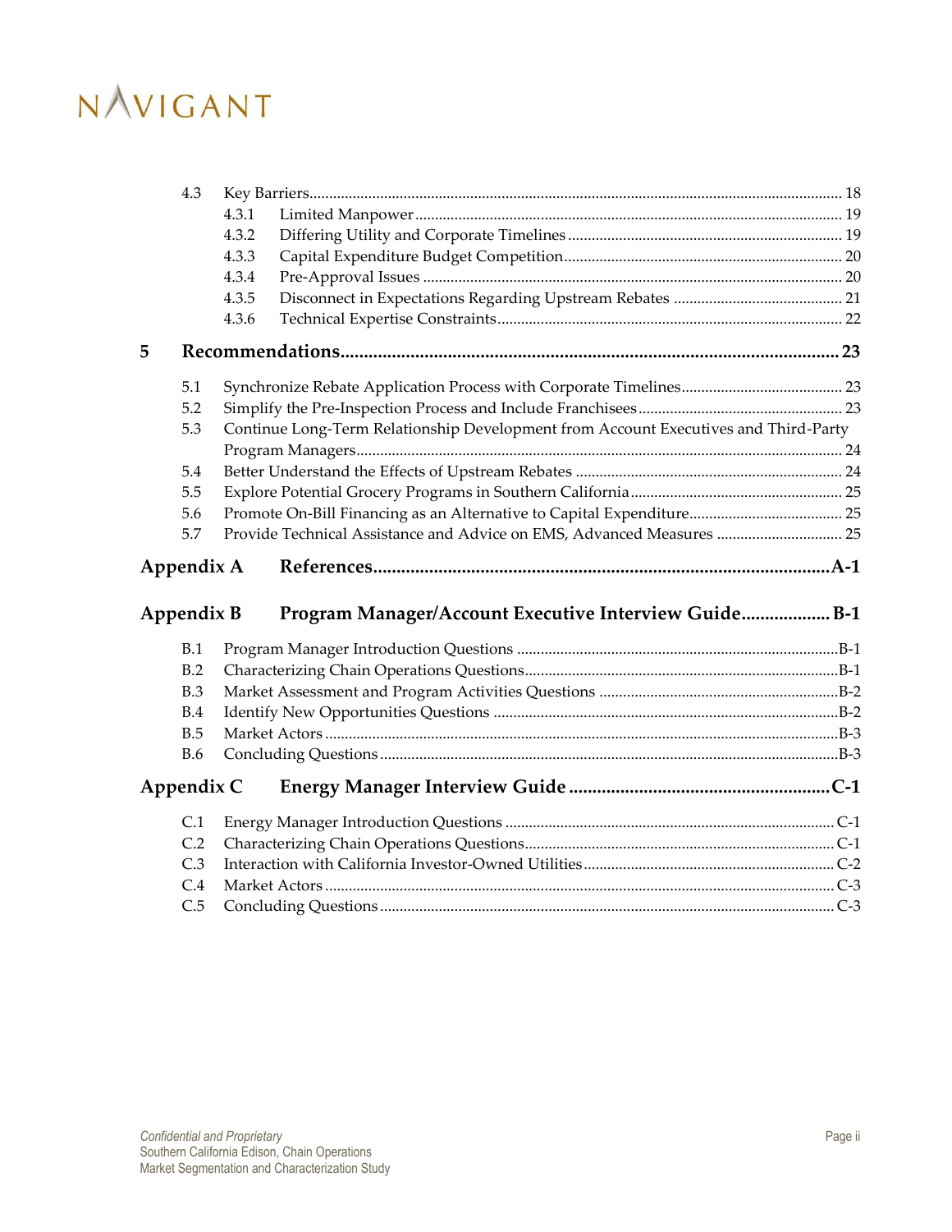4.3 Key Barriers ..... 18

- 4.3.1 Limited Manpower ..... 19
- 4.3.2 Differing Utility and Corporate Timelines ..... 19
- 4.3.3 Capital Expenditure Budget Competition ..... 20
- 4.3.4 Pre-Approval Issues ..... 20
- 4.3.5 Disconnect in Expectations Regarding Upstream Rebates ..... 21
- 4.3.6 Technical Expertise Constraints ..... 22

**5 Recommendations ..... 23**

- 5.1 Synchronize Rebate Application Process with Corporate Timelines ..... 23
- 5.2 Simplify the Pre-Inspection Process and Include Franchisees ..... 23
- 5.3 Continue Long-Term Relationship Development from Account Executives and Third-Party Program Managers ..... 24
- 5.4 Better Understand the Effects of Upstream Rebates ..... 24
- 5.5 Explore Potential Grocery Programs in Southern California ..... 25
- 5.6 Promote On-Bill Financing as an Alternative to Capital Expenditure ..... 25
- 5.7 Provide Technical Assistance and Advice on EMS, Advanced Measures ..... 25

**Appendix A References ..... A-1**

**Appendix B Program Manager/Account Executive Interview Guide ..... B-1**

- B.1 Program Manager Introduction Questions ..... B-1
- B.2 Characterizing Chain Operations Questions ..... B-1
- B.3 Market Assessment and Program Activities Questions ..... B-2
- B.4 Identify New Opportunities Questions ..... B-2
- B.5 Market Actors ..... B-3
- B.6 Concluding Questions ..... B-3

**Appendix C Energy Manager Interview Guide ..... C-1**

- C.1 Energy Manager Introduction Questions ..... C-1
- C.2 Characterizing Chain Operations Questions ..... C-1
- C.3 Interaction with California Investor-Owned Utilities ..... C-2
- C.4 Market Actors ..... C-3
- C.5 Concluding Questions ..... C-3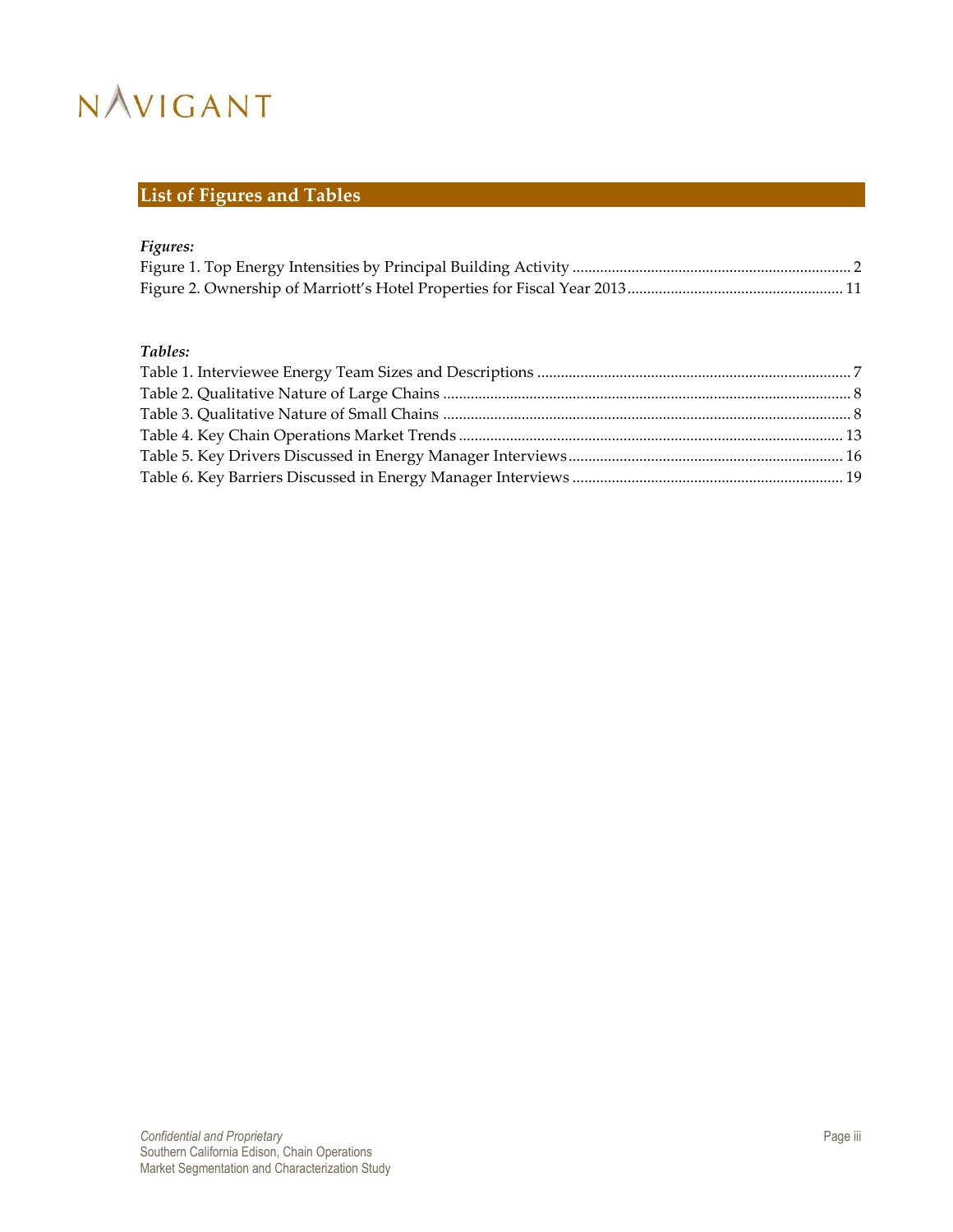## List of Figures and Tables

***Figures:***

Figure 1. Top Energy Intensities by Principal Building Activity ........................................................................ 2
Figure 2. Ownership of Marriott's Hotel Properties for Fiscal Year 2013 ....................................................... 11

***Tables:***

Table 1. Interviewee Energy Team Sizes and Descriptions ................................................................................ 7
Table 2. Qualitative Nature of Large Chains ........................................................................................................ 8
Table 3. Qualitative Nature of Small Chains ........................................................................................................ 8
Table 4. Key Chain Operations Market Trends ................................................................................................. 13
Table 5. Key Drivers Discussed in Energy Manager Interviews ..................................................................... 16
Table 6. Key Barriers Discussed in Energy Manager Interviews .................................................................... 19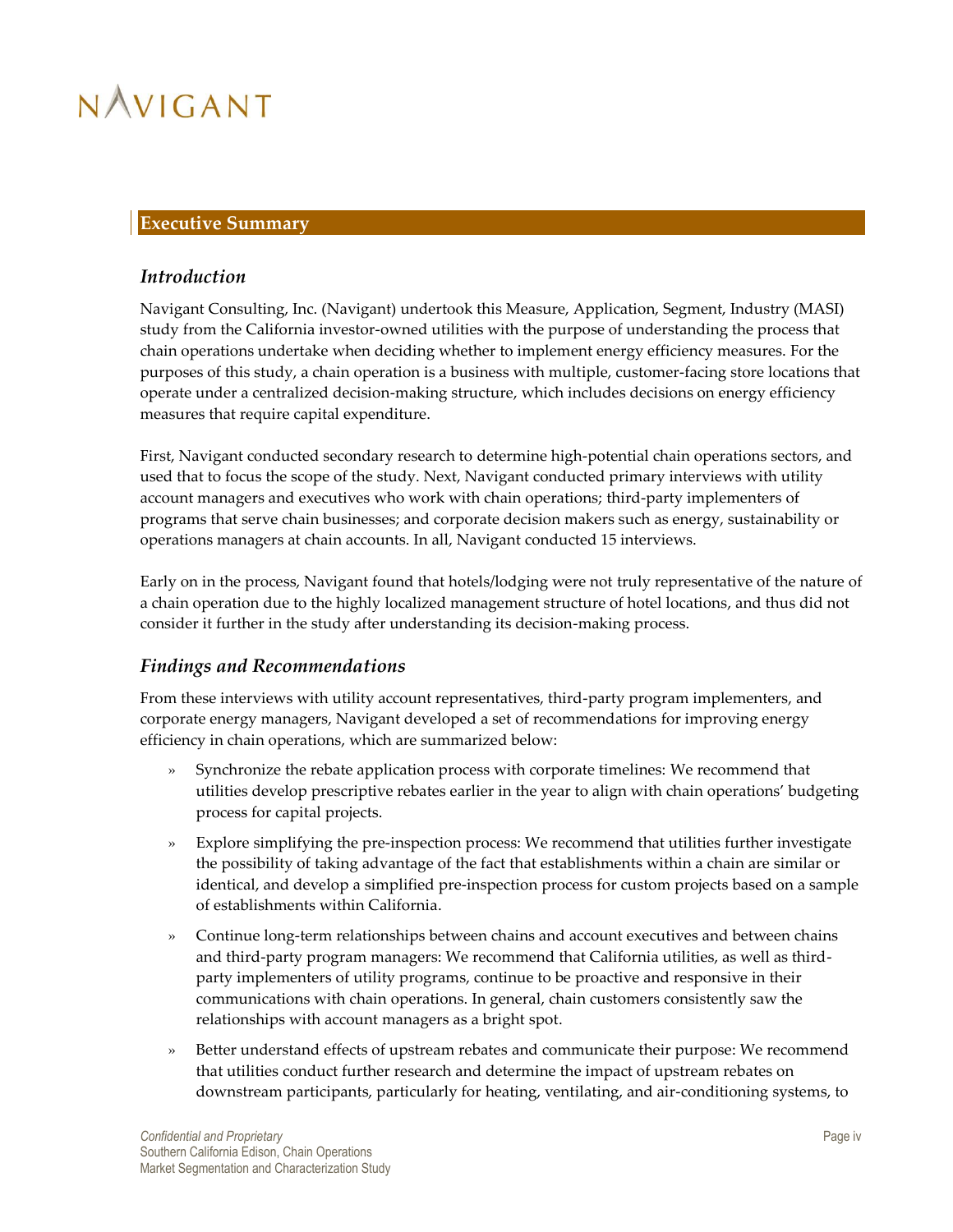## Executive Summary

### *Introduction*

Navigant Consulting, Inc. (Navigant) undertook this Measure, Application, Segment, Industry (MASI) study from the California investor-owned utilities with the purpose of understanding the process that chain operations undertake when deciding whether to implement energy efficiency measures. For the purposes of this study, a chain operation is a business with multiple, customer-facing store locations that operate under a centralized decision-making structure, which includes decisions on energy efficiency measures that require capital expenditure.

First, Navigant conducted secondary research to determine high-potential chain operations sectors, and used that to focus the scope of the study. Next, Navigant conducted primary interviews with utility account managers and executives who work with chain operations; third-party implementers of programs that serve chain businesses; and corporate decision makers such as energy, sustainability or operations managers at chain accounts. In all, Navigant conducted 15 interviews.

Early on in the process, Navigant found that hotels/lodging were not truly representative of the nature of a chain operation due to the highly localized management structure of hotel locations, and thus did not consider it further in the study after understanding its decision-making process.

### *Findings and Recommendations*

From these interviews with utility account representatives, third-party program implementers, and corporate energy managers, Navigant developed a set of recommendations for improving energy efficiency in chain operations, which are summarized below:

- Synchronize the rebate application process with corporate timelines: We recommend that utilities develop prescriptive rebates earlier in the year to align with chain operations' budgeting process for capital projects.
- Explore simplifying the pre-inspection process: We recommend that utilities further investigate the possibility of taking advantage of the fact that establishments within a chain are similar or identical, and develop a simplified pre-inspection process for custom projects based on a sample of establishments within California.
- Continue long-term relationships between chains and account executives and between chains and third-party program managers: We recommend that California utilities, as well as third-party implementers of utility programs, continue to be proactive and responsive in their communications with chain operations. In general, chain customers consistently saw the relationships with account managers as a bright spot.
- Better understand effects of upstream rebates and communicate their purpose: We recommend that utilities conduct further research and determine the impact of upstream rebates on downstream participants, particularly for heating, ventilating, and air-conditioning systems, to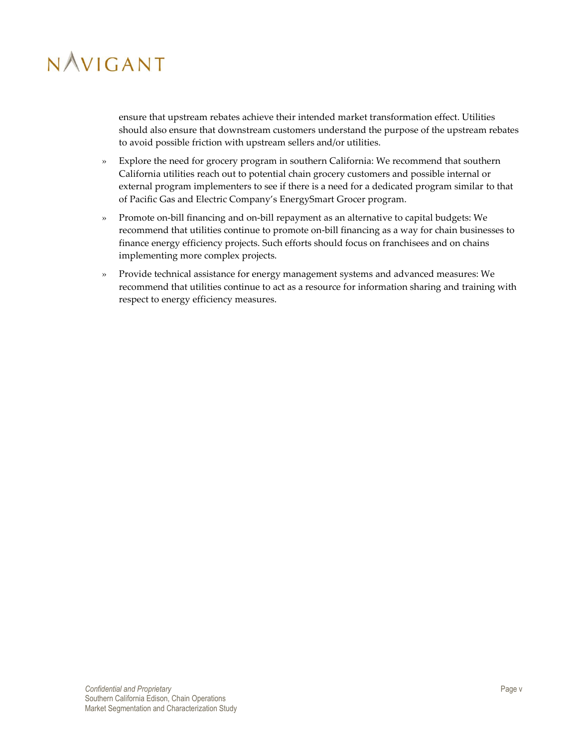ensure that upstream rebates achieve their intended market transformation effect. Utilities should also ensure that downstream customers understand the purpose of the upstream rebates to avoid possible friction with upstream sellers and/or utilities.

- Explore the need for grocery program in southern California: We recommend that southern California utilities reach out to potential chain grocery customers and possible internal or external program implementers to see if there is a need for a dedicated program similar to that of Pacific Gas and Electric Company's EnergySmart Grocer program.
- Promote on-bill financing and on-bill repayment as an alternative to capital budgets: We recommend that utilities continue to promote on-bill financing as a way for chain businesses to finance energy efficiency projects. Such efforts should focus on franchisees and on chains implementing more complex projects.
- Provide technical assistance for energy management systems and advanced measures: We recommend that utilities continue to act as a resource for information sharing and training with respect to energy efficiency measures.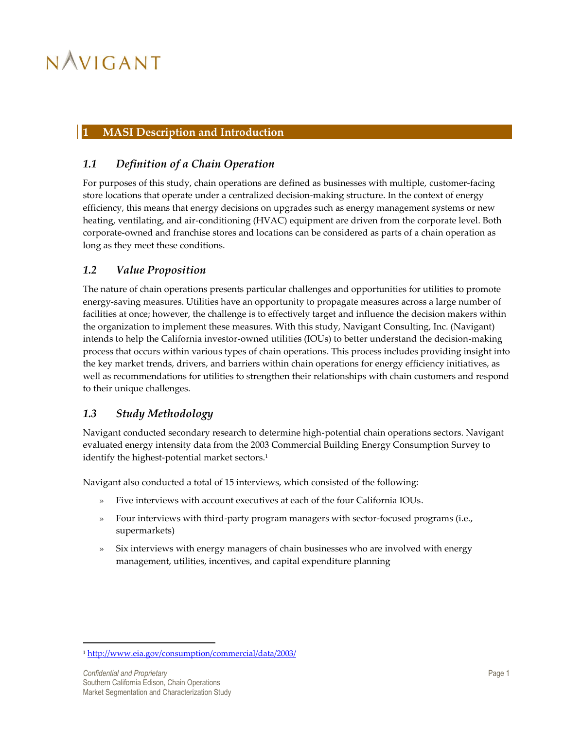# 1 MASI Description and Introduction

## 1.1 *Definition of a Chain Operation*

For purposes of this study, chain operations are defined as businesses with multiple, customer-facing store locations that operate under a centralized decision-making structure. In the context of energy efficiency, this means that energy decisions on upgrades such as energy management systems or new heating, ventilating, and air-conditioning (HVAC) equipment are driven from the corporate level. Both corporate-owned and franchise stores and locations can be considered as parts of a chain operation as long as they meet these conditions.

## 1.2 *Value Proposition*

The nature of chain operations presents particular challenges and opportunities for utilities to promote energy-saving measures. Utilities have an opportunity to propagate measures across a large number of facilities at once; however, the challenge is to effectively target and influence the decision makers within the organization to implement these measures. With this study, Navigant Consulting, Inc. (Navigant) intends to help the California investor-owned utilities (IOUs) to better understand the decision-making process that occurs within various types of chain operations. This process includes providing insight into the key market trends, drivers, and barriers within chain operations for energy efficiency initiatives, as well as recommendations for utilities to strengthen their relationships with chain customers and respond to their unique challenges.

## 1.3 *Study Methodology*

Navigant conducted secondary research to determine high-potential chain operations sectors. Navigant evaluated energy intensity data from the 2003 Commercial Building Energy Consumption Survey to identify the highest-potential market sectors.[1]

Navigant also conducted a total of 15 interviews, which consisted of the following:

- Five interviews with account executives at each of the four California IOUs.
- Four interviews with third-party program managers with sector-focused programs (i.e., supermarkets)
- Six interviews with energy managers of chain businesses who are involved with energy management, utilities, incentives, and capital expenditure planning

[1] http://www.eia.gov/consumption/commercial/data/2003/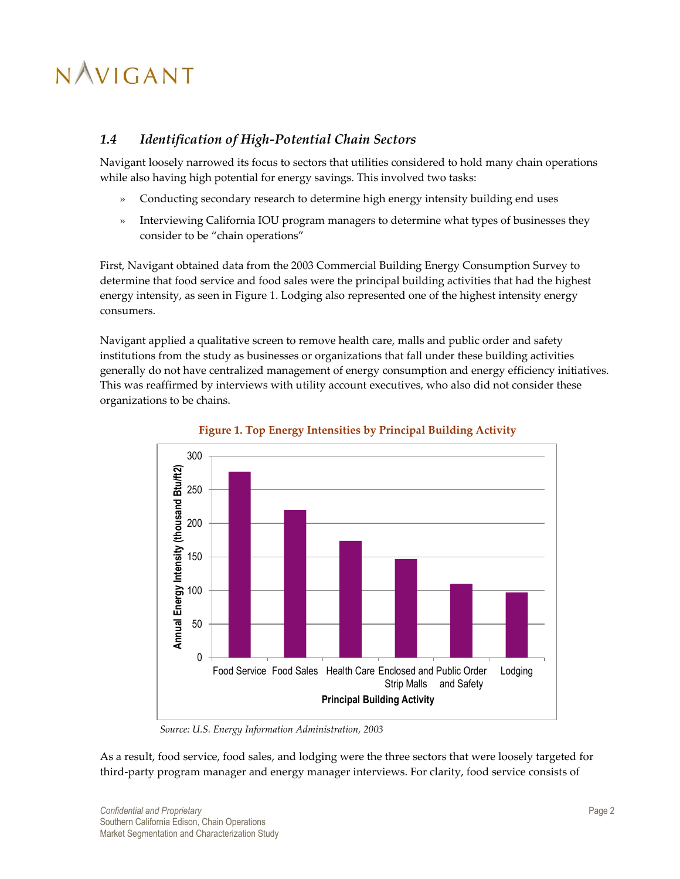## 1.4 *Identification of High-Potential Chain Sectors*

Navigant loosely narrowed its focus to sectors that utilities considered to hold many chain operations while also having high potential for energy savings. This involved two tasks:

- Conducting secondary research to determine high energy intensity building end uses
- Interviewing California IOU program managers to determine what types of businesses they consider to be "chain operations"

First, Navigant obtained data from the 2003 Commercial Building Energy Consumption Survey to determine that food service and food sales were the principal building activities that had the highest energy intensity, as seen in Figure 1. Lodging also represented one of the highest intensity energy consumers.

Navigant applied a qualitative screen to remove health care, malls and public order and safety institutions from the study as businesses or organizations that fall under these building activities generally do not have centralized management of energy consumption and energy efficiency initiatives. This was reaffirmed by interviews with utility account executives, who also did not consider these organizations to be chains.

**Figure 1. Top Energy Intensities by Principal Building Activity**

*Source: U.S. Energy Information Administration, 2003*

As a result, food service, food sales, and lodging were the three sectors that were loosely targeted for third-party program manager and energy manager interviews. For clarity, food service consists of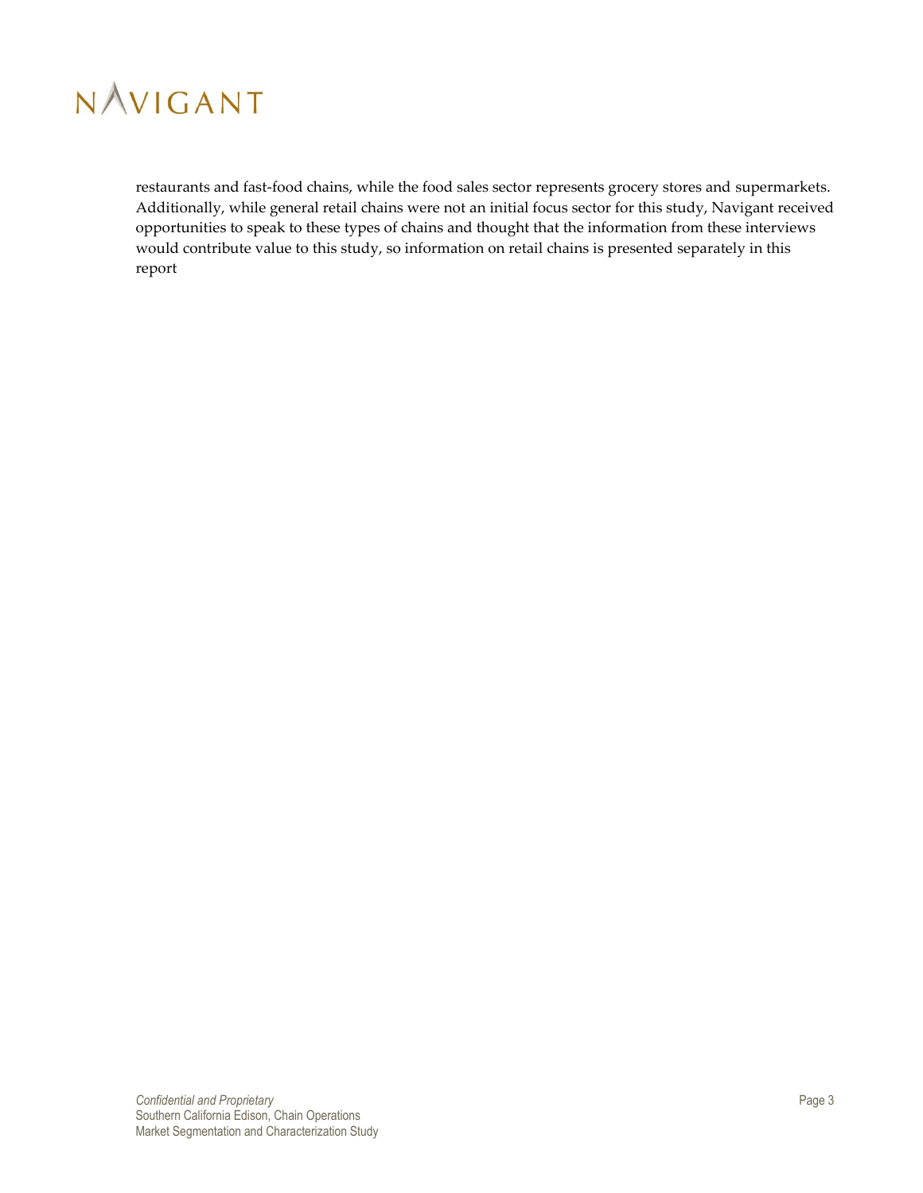restaurants and fast-food chains, while the food sales sector represents grocery stores and supermarkets. Additionally, while general retail chains were not an initial focus sector for this study, Navigant received opportunities to speak to these types of chains and thought that the information from these interviews would contribute value to this study, so information on retail chains is presented separately in this report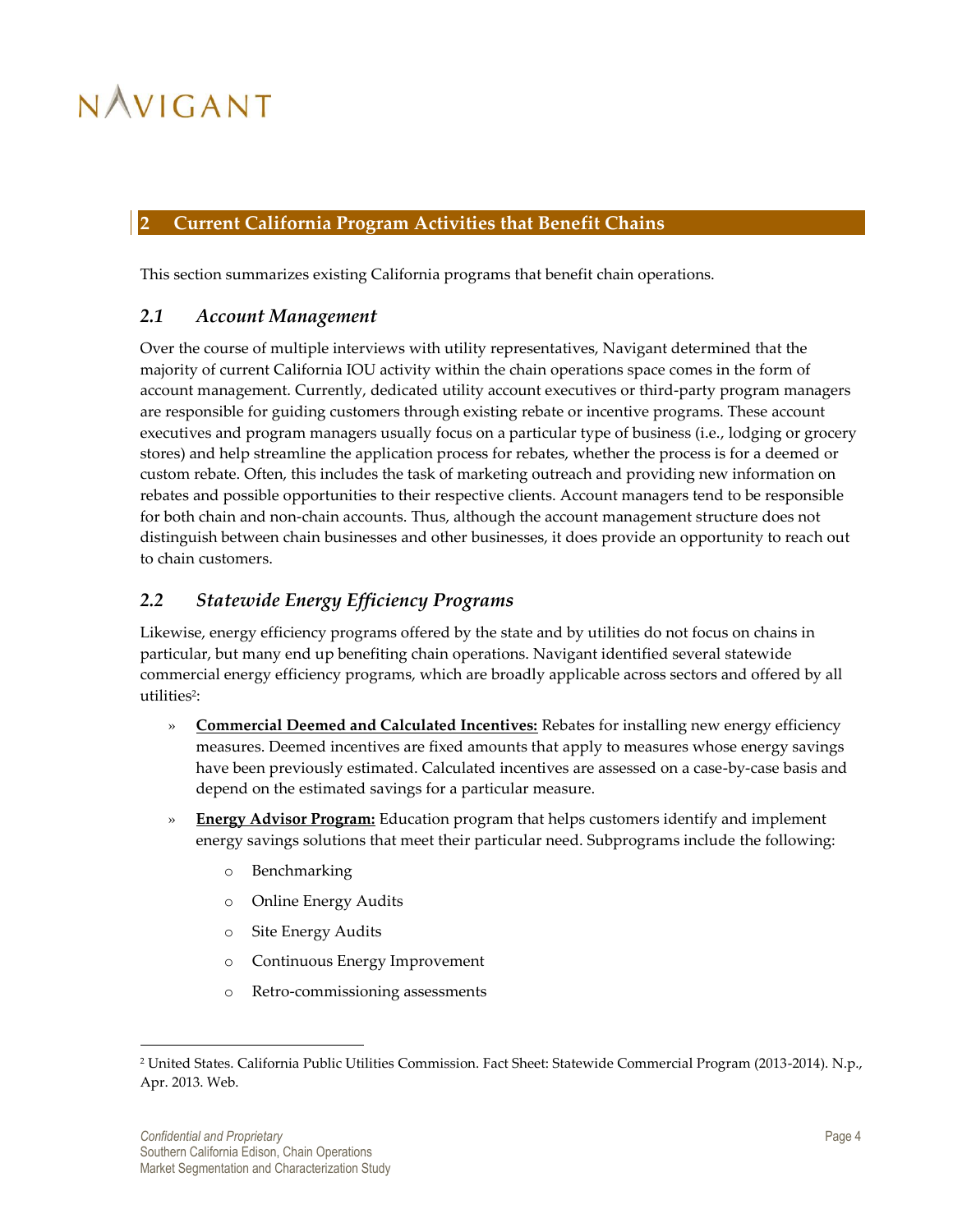## 2 Current California Program Activities that Benefit Chains

This section summarizes existing California programs that benefit chain operations.

### 2.1 Account Management

Over the course of multiple interviews with utility representatives, Navigant determined that the majority of current California IOU activity within the chain operations space comes in the form of account management. Currently, dedicated utility account executives or third-party program managers are responsible for guiding customers through existing rebate or incentive programs. These account executives and program managers usually focus on a particular type of business (i.e., lodging or grocery stores) and help streamline the application process for rebates, whether the process is for a deemed or custom rebate. Often, this includes the task of marketing outreach and providing new information on rebates and possible opportunities to their respective clients. Account managers tend to be responsible for both chain and non-chain accounts. Thus, although the account management structure does not distinguish between chain businesses and other businesses, it does provide an opportunity to reach out to chain customers.

### 2.2 Statewide Energy Efficiency Programs

Likewise, energy efficiency programs offered by the state and by utilities do not focus on chains in particular, but many end up benefiting chain operations. Navigant identified several statewide commercial energy efficiency programs, which are broadly applicable across sectors and offered by all utilities[2]:

- **Commercial Deemed and Calculated Incentives:** Rebates for installing new energy efficiency measures. Deemed incentives are fixed amounts that apply to measures whose energy savings have been previously estimated. Calculated incentives are assessed on a case-by-case basis and depend on the estimated savings for a particular measure.
- **Energy Advisor Program:** Education program that helps customers identify and implement energy savings solutions that meet their particular need. Subprograms include the following:
  - Benchmarking
  - Online Energy Audits
  - Site Energy Audits
  - Continuous Energy Improvement
  - Retro-commissioning assessments

[2] United States. California Public Utilities Commission. Fact Sheet: Statewide Commercial Program (2013-2014). N.p., Apr. 2013. Web.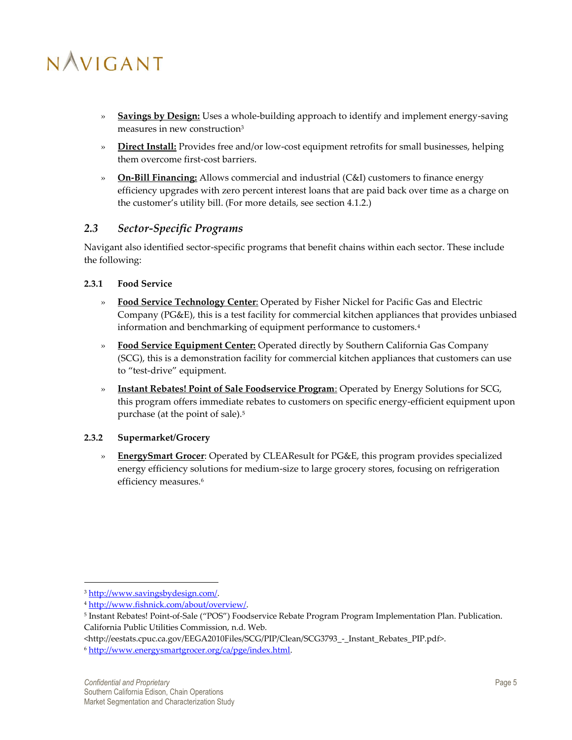- **Savings by Design:** Uses a whole-building approach to identify and implement energy-saving measures in new construction[3]
- **Direct Install:** Provides free and/or low-cost equipment retrofits for small businesses, helping them overcome first-cost barriers.
- **On-Bill Financing:** Allows commercial and industrial (C&I) customers to finance energy efficiency upgrades with zero percent interest loans that are paid back over time as a charge on the customer's utility bill. (For more details, see section 4.1.2.)

## 2.3 *Sector-Specific Programs*

Navigant also identified sector-specific programs that benefit chains within each sector. These include the following:

### 2.3.1 Food Service

- **Food Service Technology Center**: Operated by Fisher Nickel for Pacific Gas and Electric Company (PG&E), this is a test facility for commercial kitchen appliances that provides unbiased information and benchmarking of equipment performance to customers.[4]
- **Food Service Equipment Center:** Operated directly by Southern California Gas Company (SCG), this is a demonstration facility for commercial kitchen appliances that customers can use to "test-drive" equipment.
- **Instant Rebates! Point of Sale Foodservice Program**: Operated by Energy Solutions for SCG, this program offers immediate rebates to customers on specific energy-efficient equipment upon purchase (at the point of sale).[5]

### 2.3.2 Supermarket/Grocery

- **EnergySmart Grocer**: Operated by CLEAResult for PG&E, this program provides specialized energy efficiency solutions for medium-size to large grocery stores, focusing on refrigeration efficiency measures.[6]

---

[3] http://www.savingsbydesign.com/.

[4] http://www.fishnick.com/about/overview/.

[5] Instant Rebates! Point-of-Sale ("POS") Foodservice Rebate Program Program Implementation Plan. Publication. California Public Utilities Commission, n.d. Web. <http://eestats.cpuc.ca.gov/EEGA2010Files/SCG/PIP/Clean/SCG3793_-_Instant_Rebates_PIP.pdf>.

[6] http://www.energysmartgrocer.org/ca/pge/index.html.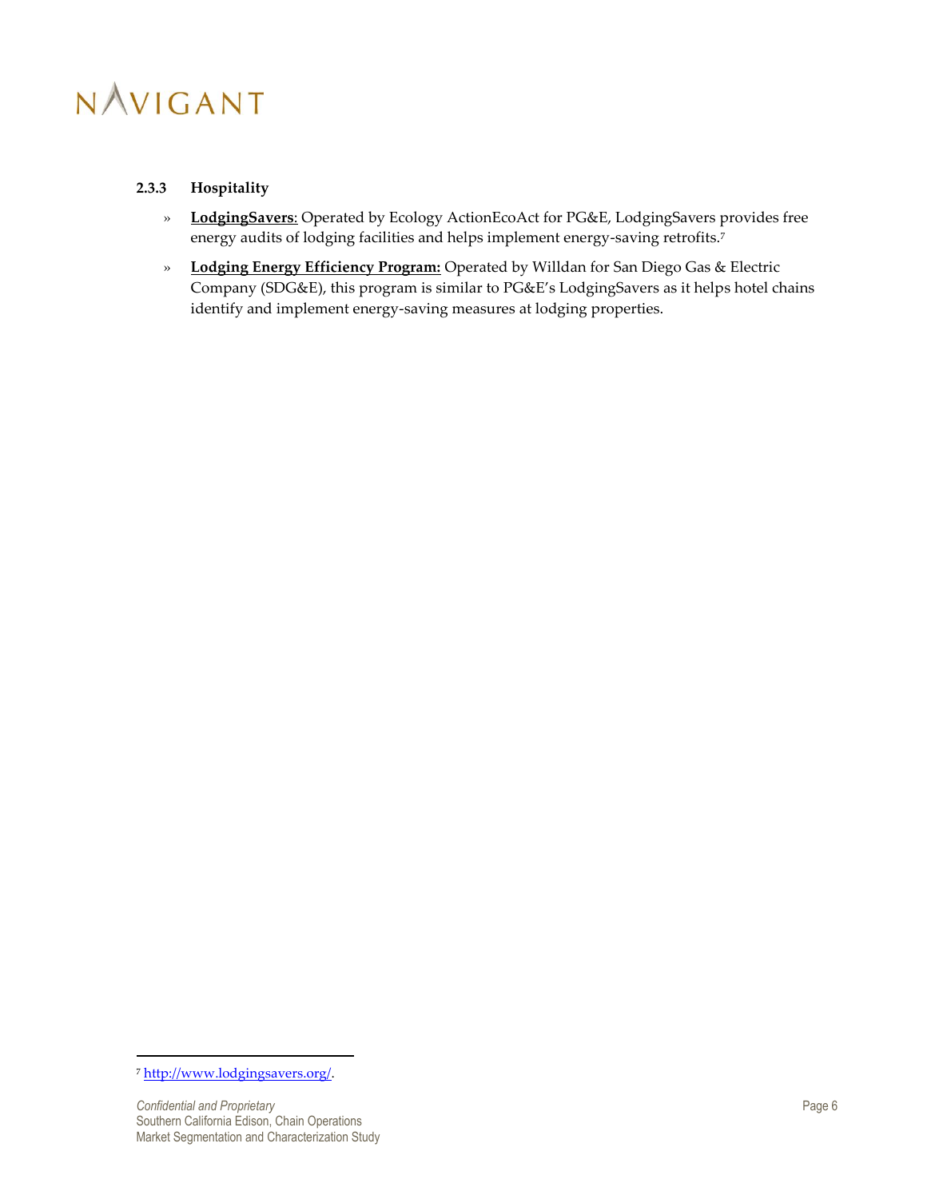### 2.3.3 Hospitality

- **LodgingSavers**: Operated by Ecology ActionEcoAct for PG&E, LodgingSavers provides free energy audits of lodging facilities and helps implement energy-saving retrofits.[7]
- **Lodging Energy Efficiency Program:** Operated by Willdan for San Diego Gas & Electric Company (SDG&E), this program is similar to PG&E's LodgingSavers as it helps hotel chains identify and implement energy-saving measures at lodging properties.

[7] http://www.lodgingsavers.org/.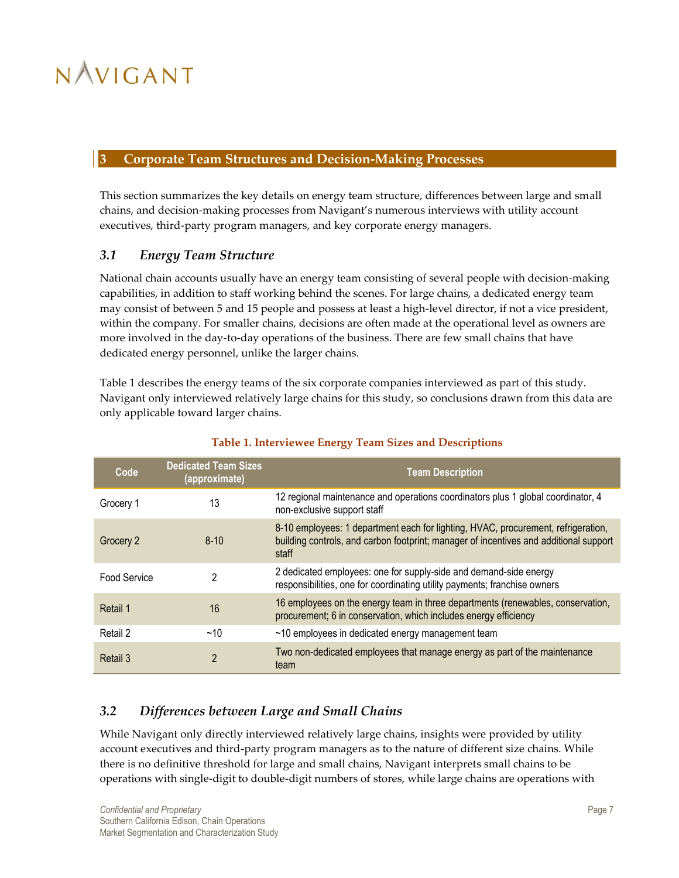## 3 Corporate Team Structures and Decision-Making Processes

This section summarizes the key details on energy team structure, differences between large and small chains, and decision-making processes from Navigant's numerous interviews with utility account executives, third-party program managers, and key corporate energy managers.

### 3.1 *Energy Team Structure*

National chain accounts usually have an energy team consisting of several people with decision-making capabilities, in addition to staff working behind the scenes. For large chains, a dedicated energy team may consist of between 5 and 15 people and possess at least a high-level director, if not a vice president, within the company. For smaller chains, decisions are often made at the operational level as owners are more involved in the day-to-day operations of the business. There are few small chains that have dedicated energy personnel, unlike the larger chains.

Table 1 describes the energy teams of the six corporate companies interviewed as part of this study. Navigant only interviewed relatively large chains for this study, so conclusions drawn from this data are only applicable toward larger chains.

**Table 1. Interviewee Energy Team Sizes and Descriptions**

| Code | Dedicated Team Sizes (approximate) | Team Description |
|---|---|---|
| Grocery 1 | 13 | 12 regional maintenance and operations coordinators plus 1 global coordinator, 4 non-exclusive support staff |
| Grocery 2 | 8-10 | 8-10 employees: 1 department each for lighting, HVAC, procurement, refrigeration, building controls, and carbon footprint; manager of incentives and additional support staff |
| Food Service | 2 | 2 dedicated employees: one for supply-side and demand-side energy responsibilities, one for coordinating utility payments; franchise owners |
| Retail 1 | 16 | 16 employees on the energy team in three departments (renewables, conservation, procurement; 6 in conservation, which includes energy efficiency |
| Retail 2 | ~10 | ~10 employees in dedicated energy management team |
| Retail 3 | 2 | Two non-dedicated employees that manage energy as part of the maintenance team |

### 3.2 *Differences between Large and Small Chains*

While Navigant only directly interviewed relatively large chains, insights were provided by utility account executives and third-party program managers as to the nature of different size chains. While there is no definitive threshold for large and small chains, Navigant interprets small chains to be operations with single-digit to double-digit numbers of stores, while large chains are operations with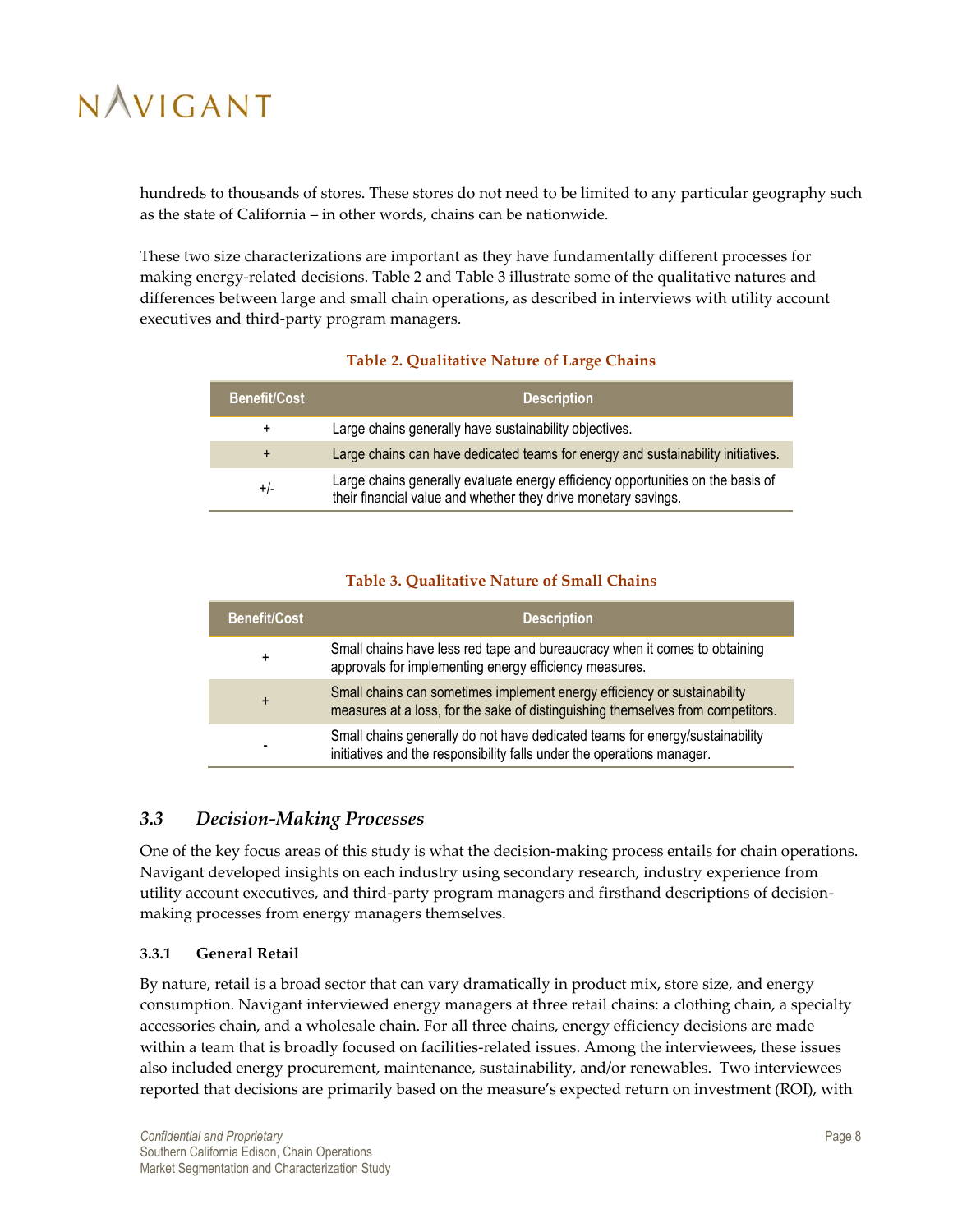hundreds to thousands of stores. These stores do not need to be limited to any particular geography such as the state of California – in other words, chains can be nationwide.

These two size characterizations are important as they have fundamentally different processes for making energy-related decisions. Table 2 and Table 3 illustrate some of the qualitative natures and differences between large and small chain operations, as described in interviews with utility account executives and third-party program managers.

**Table 2. Qualitative Nature of Large Chains**

| Benefit/Cost | Description |
|---|---|
| + | Large chains generally have sustainability objectives. |
| + | Large chains can have dedicated teams for energy and sustainability initiatives. |
| +/- | Large chains generally evaluate energy efficiency opportunities on the basis of their financial value and whether they drive monetary savings. |

**Table 3. Qualitative Nature of Small Chains**

| Benefit/Cost | Description |
|---|---|
| + | Small chains have less red tape and bureaucracy when it comes to obtaining approvals for implementing energy efficiency measures. |
| + | Small chains can sometimes implement energy efficiency or sustainability measures at a loss, for the sake of distinguishing themselves from competitors. |
| - | Small chains generally do not have dedicated teams for energy/sustainability initiatives and the responsibility falls under the operations manager. |

## *3.3 Decision-Making Processes*

One of the key focus areas of this study is what the decision-making process entails for chain operations. Navigant developed insights on each industry using secondary research, industry experience from utility account executives, and third-party program managers and firsthand descriptions of decision-making processes from energy managers themselves.

### 3.3.1 General Retail

By nature, retail is a broad sector that can vary dramatically in product mix, store size, and energy consumption. Navigant interviewed energy managers at three retail chains: a clothing chain, a specialty accessories chain, and a wholesale chain. For all three chains, energy efficiency decisions are made within a team that is broadly focused on facilities-related issues. Among the interviewees, these issues also included energy procurement, maintenance, sustainability, and/or renewables. Two interviewees reported that decisions are primarily based on the measure's expected return on investment (ROI), with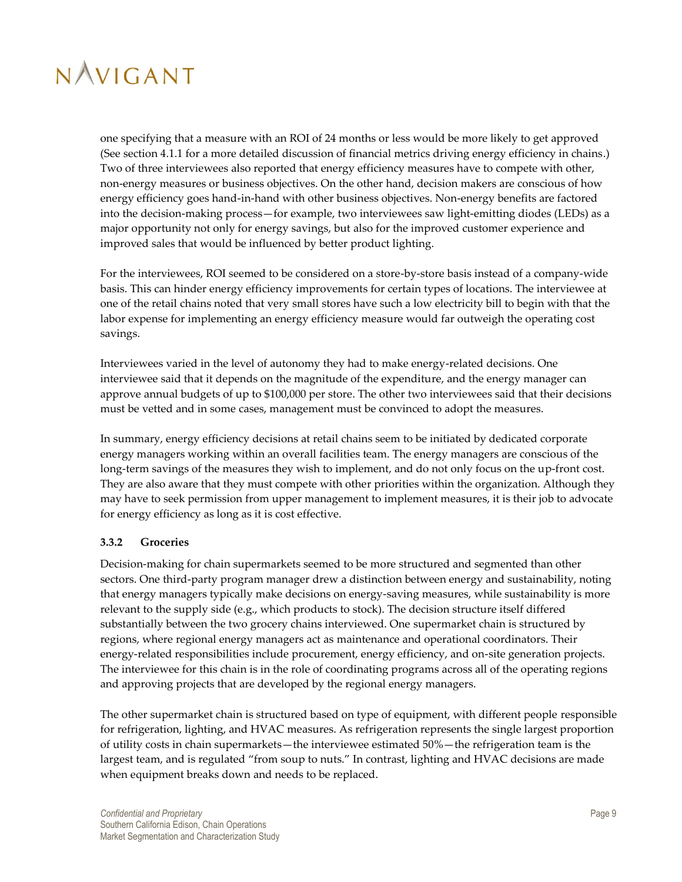one specifying that a measure with an ROI of 24 months or less would be more likely to get approved (See section 4.1.1 for a more detailed discussion of financial metrics driving energy efficiency in chains.) Two of three interviewees also reported that energy efficiency measures have to compete with other, non-energy measures or business objectives. On the other hand, decision makers are conscious of how energy efficiency goes hand-in-hand with other business objectives. Non-energy benefits are factored into the decision-making process—for example, two interviewees saw light-emitting diodes (LEDs) as a major opportunity not only for energy savings, but also for the improved customer experience and improved sales that would be influenced by better product lighting.

For the interviewees, ROI seemed to be considered on a store-by-store basis instead of a company-wide basis. This can hinder energy efficiency improvements for certain types of locations. The interviewee at one of the retail chains noted that very small stores have such a low electricity bill to begin with that the labor expense for implementing an energy efficiency measure would far outweigh the operating cost savings.

Interviewees varied in the level of autonomy they had to make energy-related decisions. One interviewee said that it depends on the magnitude of the expenditure, and the energy manager can approve annual budgets of up to $100,000 per store. The other two interviewees said that their decisions must be vetted and in some cases, management must be convinced to adopt the measures.

In summary, energy efficiency decisions at retail chains seem to be initiated by dedicated corporate energy managers working within an overall facilities team. The energy managers are conscious of the long-term savings of the measures they wish to implement, and do not only focus on the up-front cost. They are also aware that they must compete with other priorities within the organization. Although they may have to seek permission from upper management to implement measures, it is their job to advocate for energy efficiency as long as it is cost effective.

### 3.3.2 Groceries

Decision-making for chain supermarkets seemed to be more structured and segmented than other sectors. One third-party program manager drew a distinction between energy and sustainability, noting that energy managers typically make decisions on energy-saving measures, while sustainability is more relevant to the supply side (e.g., which products to stock). The decision structure itself differed substantially between the two grocery chains interviewed. One supermarket chain is structured by regions, where regional energy managers act as maintenance and operational coordinators. Their energy-related responsibilities include procurement, energy efficiency, and on-site generation projects. The interviewee for this chain is in the role of coordinating programs across all of the operating regions and approving projects that are developed by the regional energy managers.

The other supermarket chain is structured based on type of equipment, with different people responsible for refrigeration, lighting, and HVAC measures. As refrigeration represents the single largest proportion of utility costs in chain supermarkets—the interviewee estimated 50%—the refrigeration team is the largest team, and is regulated "from soup to nuts." In contrast, lighting and HVAC decisions are made when equipment breaks down and needs to be replaced.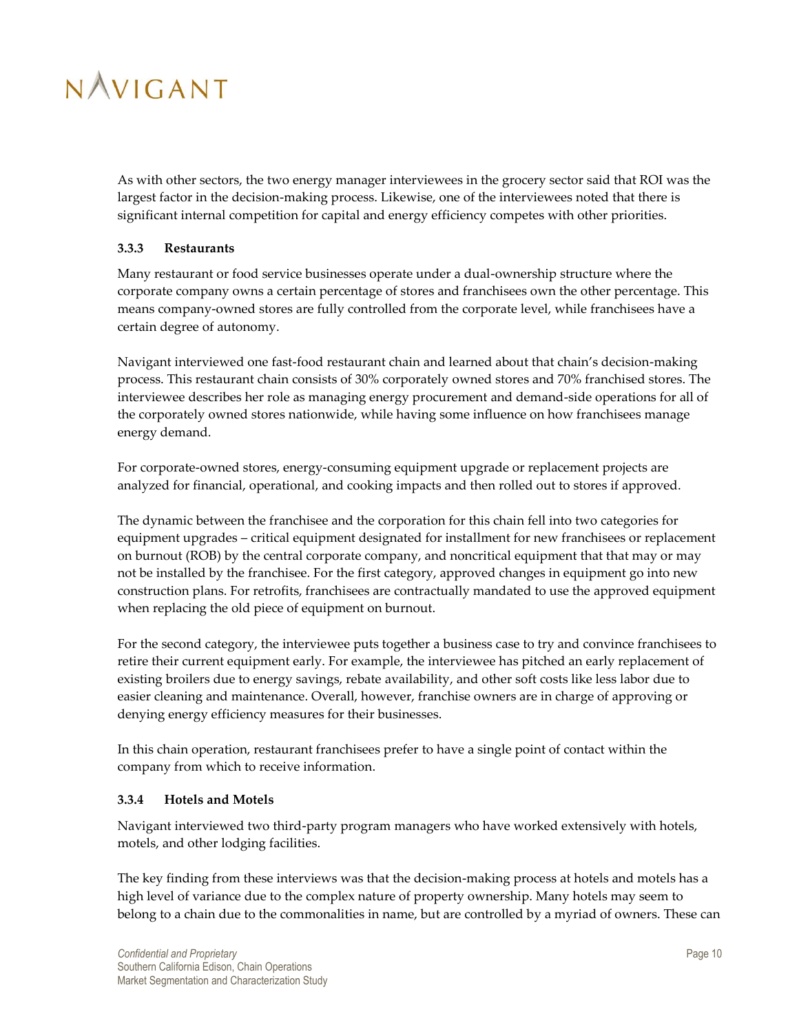As with other sectors, the two energy manager interviewees in the grocery sector said that ROI was the largest factor in the decision-making process. Likewise, one of the interviewees noted that there is significant internal competition for capital and energy efficiency competes with other priorities.

### 3.3.3 Restaurants

Many restaurant or food service businesses operate under a dual-ownership structure where the corporate company owns a certain percentage of stores and franchisees own the other percentage. This means company-owned stores are fully controlled from the corporate level, while franchisees have a certain degree of autonomy.

Navigant interviewed one fast-food restaurant chain and learned about that chain's decision-making process. This restaurant chain consists of 30% corporately owned stores and 70% franchised stores. The interviewee describes her role as managing energy procurement and demand-side operations for all of the corporately owned stores nationwide, while having some influence on how franchisees manage energy demand.

For corporate-owned stores, energy-consuming equipment upgrade or replacement projects are analyzed for financial, operational, and cooking impacts and then rolled out to stores if approved.

The dynamic between the franchisee and the corporation for this chain fell into two categories for equipment upgrades – critical equipment designated for installment for new franchisees or replacement on burnout (ROB) by the central corporate company, and noncritical equipment that that may or may not be installed by the franchisee. For the first category, approved changes in equipment go into new construction plans. For retrofits, franchisees are contractually mandated to use the approved equipment when replacing the old piece of equipment on burnout.

For the second category, the interviewee puts together a business case to try and convince franchisees to retire their current equipment early. For example, the interviewee has pitched an early replacement of existing broilers due to energy savings, rebate availability, and other soft costs like less labor due to easier cleaning and maintenance. Overall, however, franchise owners are in charge of approving or denying energy efficiency measures for their businesses.

In this chain operation, restaurant franchisees prefer to have a single point of contact within the company from which to receive information.

### 3.3.4 Hotels and Motels

Navigant interviewed two third-party program managers who have worked extensively with hotels, motels, and other lodging facilities.

The key finding from these interviews was that the decision-making process at hotels and motels has a high level of variance due to the complex nature of property ownership. Many hotels may seem to belong to a chain due to the commonalities in name, but are controlled by a myriad of owners. These can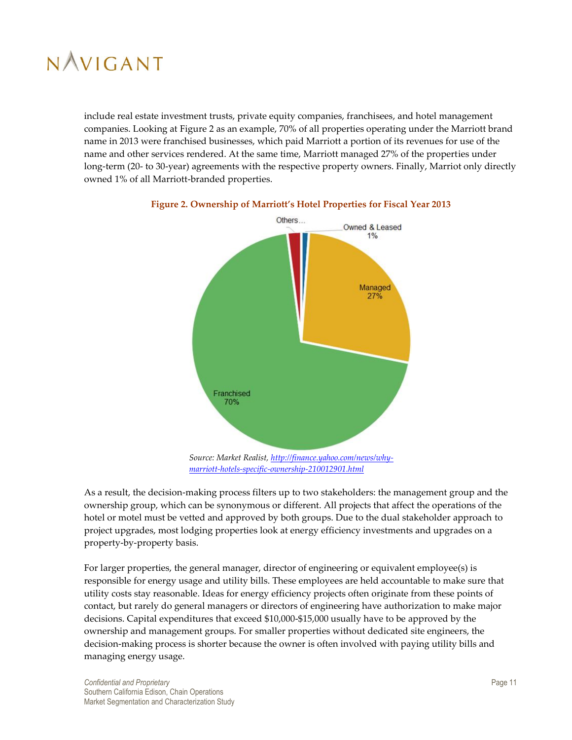include real estate investment trusts, private equity companies, franchisees, and hotel management companies. Looking at Figure 2 as an example, 70% of all properties operating under the Marriott brand name in 2013 were franchised businesses, which paid Marriott a portion of its revenues for use of the name and other services rendered. At the same time, Marriott managed 27% of the properties under long-term (20- to 30-year) agreements with the respective property owners. Finally, Marriot only directly owned 1% of all Marriott-branded properties.

**Figure 2. Ownership of Marriott's Hotel Properties for Fiscal Year 2013**

*Source: Market Realist, [http://finance.yahoo.com/news/why-marriott-hotels-specific-ownership-210012901.html](http://finance.yahoo.com/news/why-marriott-hotels-specific-ownership-210012901.html)*

As a result, the decision-making process filters up to two stakeholders: the management group and the ownership group, which can be synonymous or different. All projects that affect the operations of the hotel or motel must be vetted and approved by both groups. Due to the dual stakeholder approach to project upgrades, most lodging properties look at energy efficiency investments and upgrades on a property-by-property basis.

For larger properties, the general manager, director of engineering or equivalent employee(s) is responsible for energy usage and utility bills. These employees are held accountable to make sure that utility costs stay reasonable. Ideas for energy efficiency projects often originate from these points of contact, but rarely do general managers or directors of engineering have authorization to make major decisions. Capital expenditures that exceed $10,000-$15,000 usually have to be approved by the ownership and management groups. For smaller properties without dedicated site engineers, the decision-making process is shorter because the owner is often involved with paying utility bills and managing energy usage.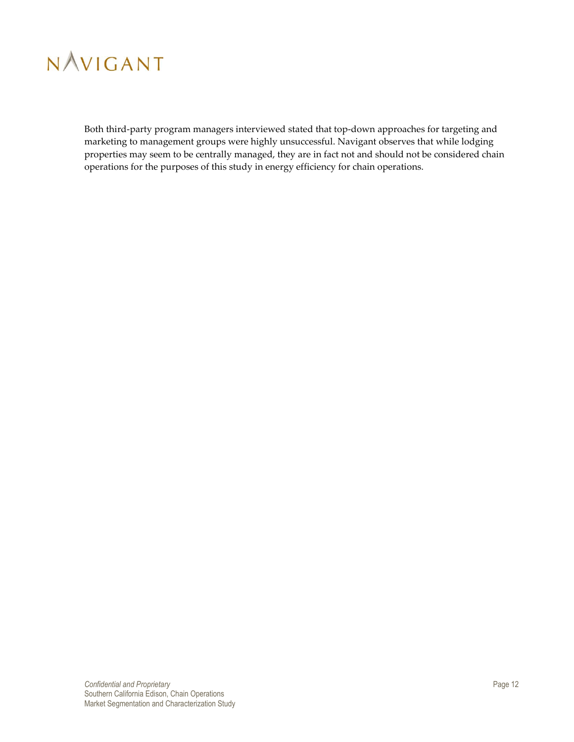Both third-party program managers interviewed stated that top-down approaches for targeting and marketing to management groups were highly unsuccessful. Navigant observes that while lodging properties may seem to be centrally managed, they are in fact not and should not be considered chain operations for the purposes of this study in energy efficiency for chain operations.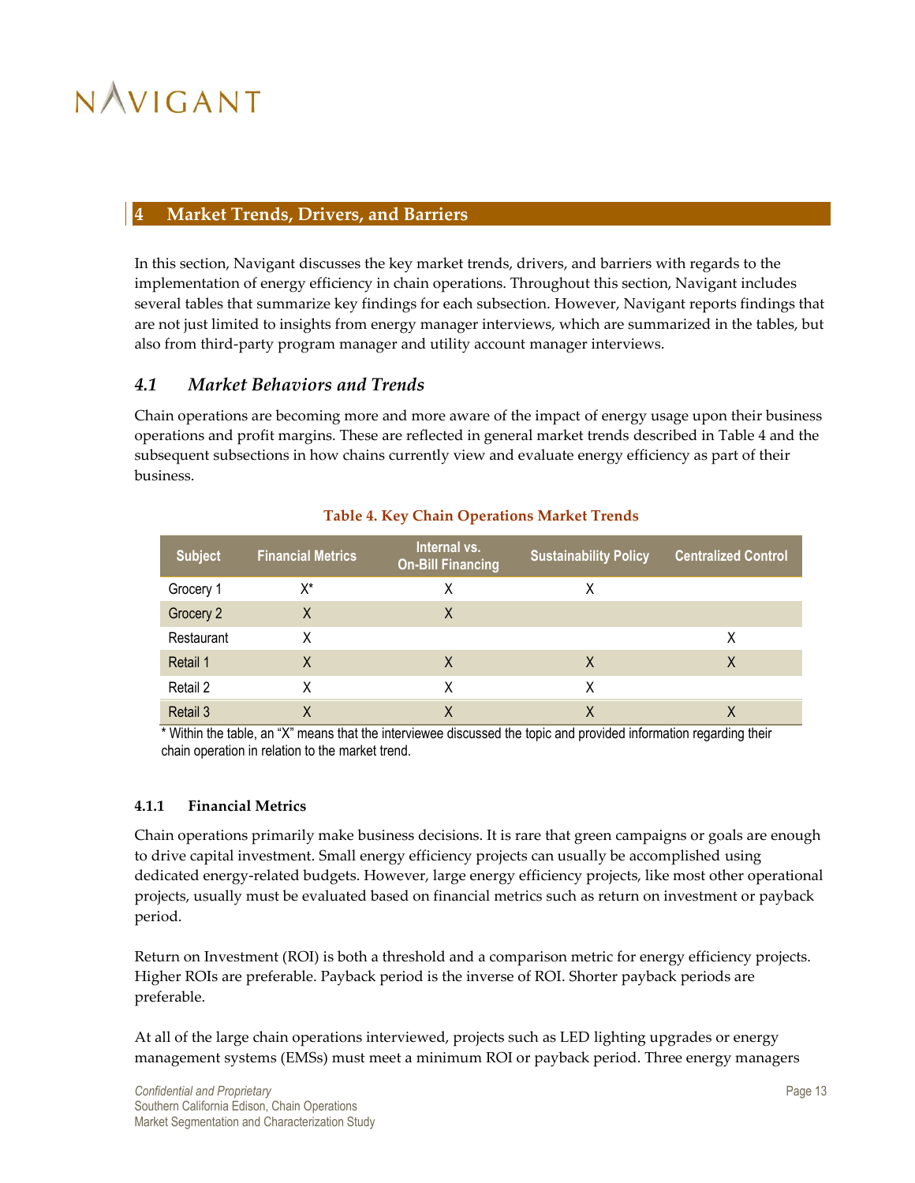## 4 Market Trends, Drivers, and Barriers

In this section, Navigant discusses the key market trends, drivers, and barriers with regards to the implementation of energy efficiency in chain operations. Throughout this section, Navigant includes several tables that summarize key findings for each subsection. However, Navigant reports findings that are not just limited to insights from energy manager interviews, which are summarized in the tables, but also from third-party program manager and utility account manager interviews.

### 4.1 *Market Behaviors and Trends*

Chain operations are becoming more and more aware of the impact of energy usage upon their business operations and profit margins. These are reflected in general market trends described in Table 4 and the subsequent subsections in how chains currently view and evaluate energy efficiency as part of their business.

**Table 4. Key Chain Operations Market Trends**

| Subject | Financial Metrics | Internal vs. On-Bill Financing | Sustainability Policy | Centralized Control |
|---|---|---|---|---|
| Grocery 1 | X* | X | X | |
| Grocery 2 | X | X | | |
| Restaurant | X | | | X |
| Retail 1 | X | X | X | X |
| Retail 2 | X | X | X | |
| Retail 3 | X | X | X | X |

\* Within the table, an "X" means that the interviewee discussed the topic and provided information regarding their chain operation in relation to the market trend.

#### 4.1.1 Financial Metrics

Chain operations primarily make business decisions. It is rare that green campaigns or goals are enough to drive capital investment. Small energy efficiency projects can usually be accomplished using dedicated energy-related budgets. However, large energy efficiency projects, like most other operational projects, usually must be evaluated based on financial metrics such as return on investment or payback period.

Return on Investment (ROI) is both a threshold and a comparison metric for energy efficiency projects. Higher ROIs are preferable. Payback period is the inverse of ROI. Shorter payback periods are preferable.

At all of the large chain operations interviewed, projects such as LED lighting upgrades or energy management systems (EMSs) must meet a minimum ROI or payback period. Three energy managers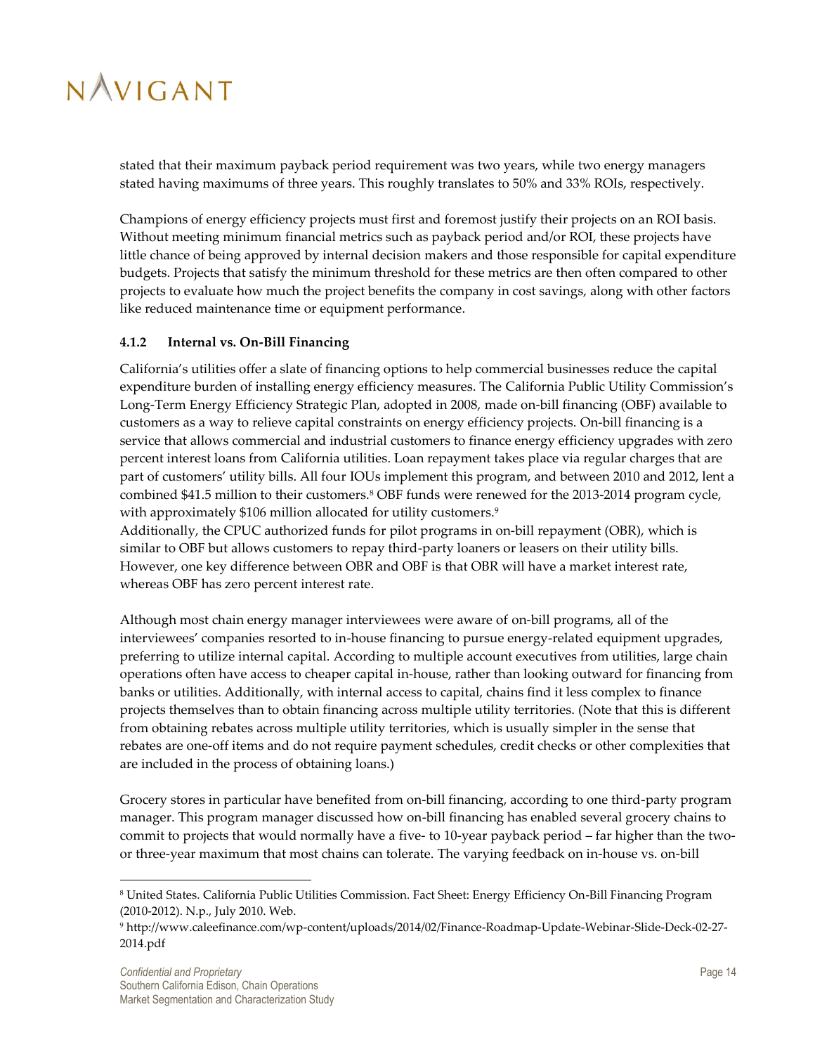stated that their maximum payback period requirement was two years, while two energy managers stated having maximums of three years. This roughly translates to 50% and 33% ROIs, respectively.

Champions of energy efficiency projects must first and foremost justify their projects on an ROI basis. Without meeting minimum financial metrics such as payback period and/or ROI, these projects have little chance of being approved by internal decision makers and those responsible for capital expenditure budgets. Projects that satisfy the minimum threshold for these metrics are then often compared to other projects to evaluate how much the project benefits the company in cost savings, along with other factors like reduced maintenance time or equipment performance.

### 4.1.2 Internal vs. On-Bill Financing

California's utilities offer a slate of financing options to help commercial businesses reduce the capital expenditure burden of installing energy efficiency measures. The California Public Utility Commission's Long-Term Energy Efficiency Strategic Plan, adopted in 2008, made on-bill financing (OBF) available to customers as a way to relieve capital constraints on energy efficiency projects. On-bill financing is a service that allows commercial and industrial customers to finance energy efficiency upgrades with zero percent interest loans from California utilities. Loan repayment takes place via regular charges that are part of customers' utility bills. All four IOUs implement this program, and between 2010 and 2012, lent a combined $41.5 million to their customers.[8] OBF funds were renewed for the 2013-2014 program cycle, with approximately $106 million allocated for utility customers.[9]

Additionally, the CPUC authorized funds for pilot programs in on-bill repayment (OBR), which is similar to OBF but allows customers to repay third-party loaners or leasers on their utility bills. However, one key difference between OBR and OBF is that OBR will have a market interest rate, whereas OBF has zero percent interest rate.

Although most chain energy manager interviewees were aware of on-bill programs, all of the interviewees' companies resorted to in-house financing to pursue energy-related equipment upgrades, preferring to utilize internal capital. According to multiple account executives from utilities, large chain operations often have access to cheaper capital in-house, rather than looking outward for financing from banks or utilities. Additionally, with internal access to capital, chains find it less complex to finance projects themselves than to obtain financing across multiple utility territories. (Note that this is different from obtaining rebates across multiple utility territories, which is usually simpler in the sense that rebates are one-off items and do not require payment schedules, credit checks or other complexities that are included in the process of obtaining loans.)

Grocery stores in particular have benefited from on-bill financing, according to one third-party program manager. This program manager discussed how on-bill financing has enabled several grocery chains to commit to projects that would normally have a five- to 10-year payback period – far higher than the two- or three-year maximum that most chains can tolerate. The varying feedback on in-house vs. on-bill

[8] United States. California Public Utilities Commission. Fact Sheet: Energy Efficiency On-Bill Financing Program (2010-2012). N.p., July 2010. Web.

[9] http://www.caleefinance.com/wp-content/uploads/2014/02/Finance-Roadmap-Update-Webinar-Slide-Deck-02-27-2014.pdf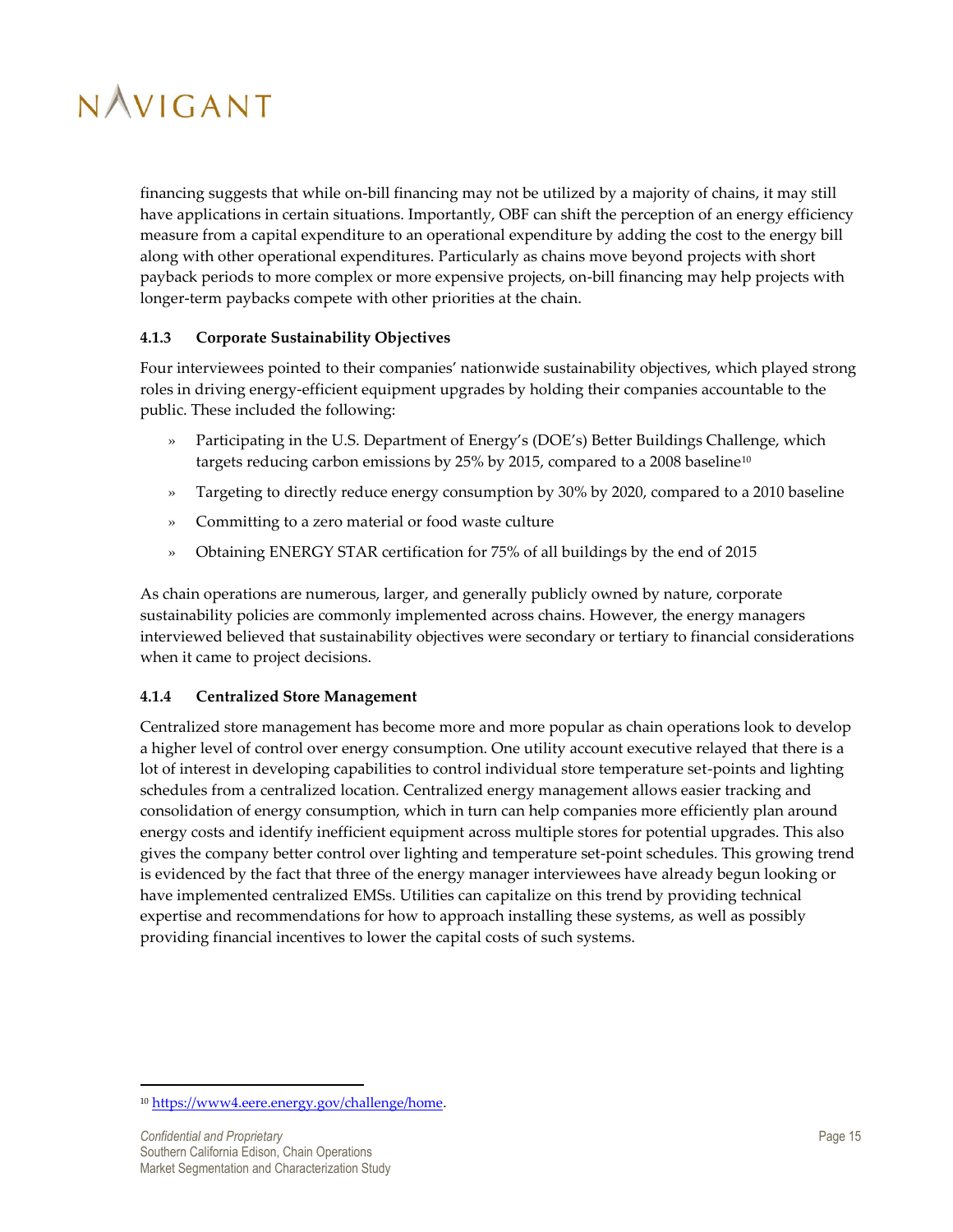financing suggests that while on-bill financing may not be utilized by a majority of chains, it may still have applications in certain situations. Importantly, OBF can shift the perception of an energy efficiency measure from a capital expenditure to an operational expenditure by adding the cost to the energy bill along with other operational expenditures. Particularly as chains move beyond projects with short payback periods to more complex or more expensive projects, on-bill financing may help projects with longer-term paybacks compete with other priorities at the chain.

### 4.1.3 Corporate Sustainability Objectives

Four interviewees pointed to their companies' nationwide sustainability objectives, which played strong roles in driving energy-efficient equipment upgrades by holding their companies accountable to the public. These included the following:

- Participating in the U.S. Department of Energy's (DOE's) Better Buildings Challenge, which targets reducing carbon emissions by 25% by 2015, compared to a 2008 baseline[10]
- Targeting to directly reduce energy consumption by 30% by 2020, compared to a 2010 baseline
- Committing to a zero material or food waste culture
- Obtaining ENERGY STAR certification for 75% of all buildings by the end of 2015

As chain operations are numerous, larger, and generally publicly owned by nature, corporate sustainability policies are commonly implemented across chains. However, the energy managers interviewed believed that sustainability objectives were secondary or tertiary to financial considerations when it came to project decisions.

### 4.1.4 Centralized Store Management

Centralized store management has become more and more popular as chain operations look to develop a higher level of control over energy consumption. One utility account executive relayed that there is a lot of interest in developing capabilities to control individual store temperature set-points and lighting schedules from a centralized location. Centralized energy management allows easier tracking and consolidation of energy consumption, which in turn can help companies more efficiently plan around energy costs and identify inefficient equipment across multiple stores for potential upgrades. This also gives the company better control over lighting and temperature set-point schedules. This growing trend is evidenced by the fact that three of the energy manager interviewees have already begun looking or have implemented centralized EMSs. Utilities can capitalize on this trend by providing technical expertise and recommendations for how to approach installing these systems, as well as possibly providing financial incentives to lower the capital costs of such systems.

---

[10] https://www4.eere.energy.gov/challenge/home.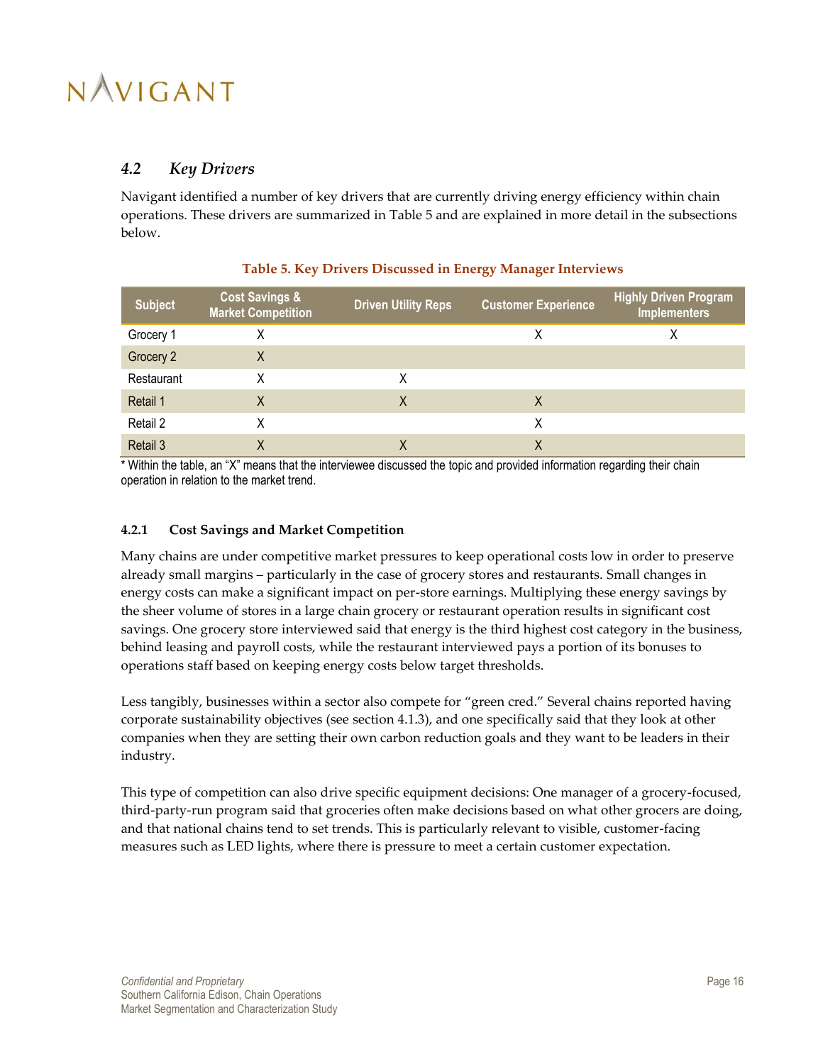## 4.2 *Key Drivers*

Navigant identified a number of key drivers that are currently driving energy efficiency within chain operations. These drivers are summarized in Table 5 and are explained in more detail in the subsections below.

**Table 5. Key Drivers Discussed in Energy Manager Interviews**

| Subject | Cost Savings & Market Competition | Driven Utility Reps | Customer Experience | Highly Driven Program Implementers |
|---|---|---|---|---|
| Grocery 1 | X | | X | X |
| Grocery 2 | X | | | |
| Restaurant | X | X | | |
| Retail 1 | X | X | X | |
| Retail 2 | X | | X | |
| Retail 3 | X | X | X | |

* Within the table, an "X" means that the interviewee discussed the topic and provided information regarding their chain operation in relation to the market trend.

### 4.2.1 Cost Savings and Market Competition

Many chains are under competitive market pressures to keep operational costs low in order to preserve already small margins – particularly in the case of grocery stores and restaurants. Small changes in energy costs can make a significant impact on per-store earnings. Multiplying these energy savings by the sheer volume of stores in a large chain grocery or restaurant operation results in significant cost savings. One grocery store interviewed said that energy is the third highest cost category in the business, behind leasing and payroll costs, while the restaurant interviewed pays a portion of its bonuses to operations staff based on keeping energy costs below target thresholds.

Less tangibly, businesses within a sector also compete for "green cred." Several chains reported having corporate sustainability objectives (see section 4.1.3), and one specifically said that they look at other companies when they are setting their own carbon reduction goals and they want to be leaders in their industry.

This type of competition can also drive specific equipment decisions: One manager of a grocery-focused, third-party-run program said that groceries often make decisions based on what other grocers are doing, and that national chains tend to set trends. This is particularly relevant to visible, customer-facing measures such as LED lights, where there is pressure to meet a certain customer expectation.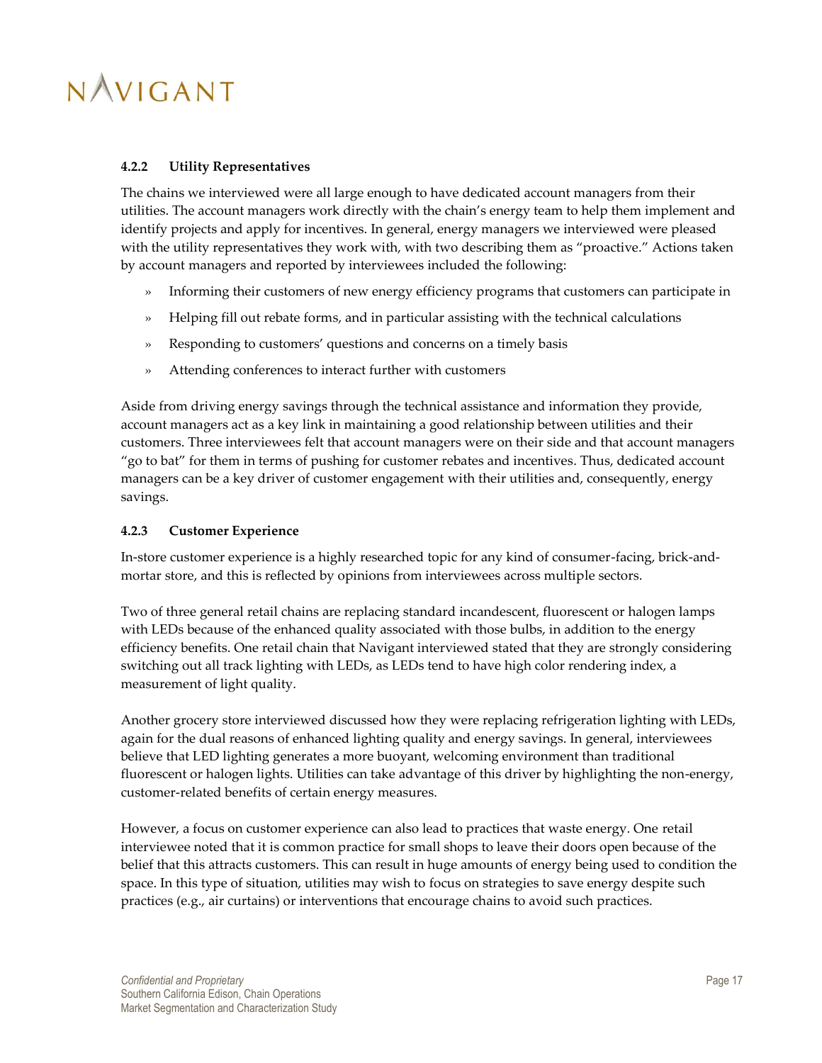#### 4.2.2 Utility Representatives

The chains we interviewed were all large enough to have dedicated account managers from their utilities. The account managers work directly with the chain's energy team to help them implement and identify projects and apply for incentives. In general, energy managers we interviewed were pleased with the utility representatives they work with, with two describing them as "proactive." Actions taken by account managers and reported by interviewees included the following:

- Informing their customers of new energy efficiency programs that customers can participate in
- Helping fill out rebate forms, and in particular assisting with the technical calculations
- Responding to customers' questions and concerns on a timely basis
- Attending conferences to interact further with customers

Aside from driving energy savings through the technical assistance and information they provide, account managers act as a key link in maintaining a good relationship between utilities and their customers. Three interviewees felt that account managers were on their side and that account managers "go to bat" for them in terms of pushing for customer rebates and incentives. Thus, dedicated account managers can be a key driver of customer engagement with their utilities and, consequently, energy savings.

#### 4.2.3 Customer Experience

In-store customer experience is a highly researched topic for any kind of consumer-facing, brick-and-mortar store, and this is reflected by opinions from interviewees across multiple sectors.

Two of three general retail chains are replacing standard incandescent, fluorescent or halogen lamps with LEDs because of the enhanced quality associated with those bulbs, in addition to the energy efficiency benefits. One retail chain that Navigant interviewed stated that they are strongly considering switching out all track lighting with LEDs, as LEDs tend to have high color rendering index, a measurement of light quality.

Another grocery store interviewed discussed how they were replacing refrigeration lighting with LEDs, again for the dual reasons of enhanced lighting quality and energy savings. In general, interviewees believe that LED lighting generates a more buoyant, welcoming environment than traditional fluorescent or halogen lights. Utilities can take advantage of this driver by highlighting the non-energy, customer-related benefits of certain energy measures.

However, a focus on customer experience can also lead to practices that waste energy. One retail interviewee noted that it is common practice for small shops to leave their doors open because of the belief that this attracts customers. This can result in huge amounts of energy being used to condition the space. In this type of situation, utilities may wish to focus on strategies to save energy despite such practices (e.g., air curtains) or interventions that encourage chains to avoid such practices.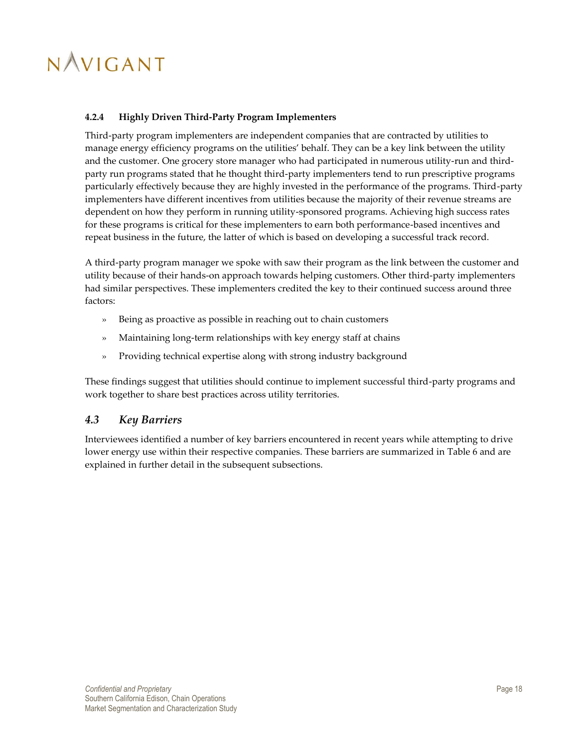#### 4.2.4 Highly Driven Third-Party Program Implementers

Third-party program implementers are independent companies that are contracted by utilities to manage energy efficiency programs on the utilities' behalf. They can be a key link between the utility and the customer. One grocery store manager who had participated in numerous utility-run and third-party run programs stated that he thought third-party implementers tend to run prescriptive programs particularly effectively because they are highly invested in the performance of the programs. Third-party implementers have different incentives from utilities because the majority of their revenue streams are dependent on how they perform in running utility-sponsored programs. Achieving high success rates for these programs is critical for these implementers to earn both performance-based incentives and repeat business in the future, the latter of which is based on developing a successful track record.

A third-party program manager we spoke with saw their program as the link between the customer and utility because of their hands-on approach towards helping customers. Other third-party implementers had similar perspectives. These implementers credited the key to their continued success around three factors:

» Being as proactive as possible in reaching out to chain customers

» Maintaining long-term relationships with key energy staff at chains

» Providing technical expertise along with strong industry background

These findings suggest that utilities should continue to implement successful third-party programs and work together to share best practices across utility territories.

### *4.3 Key Barriers*

Interviewees identified a number of key barriers encountered in recent years while attempting to drive lower energy use within their respective companies. These barriers are summarized in Table 6 and are explained in further detail in the subsequent subsections.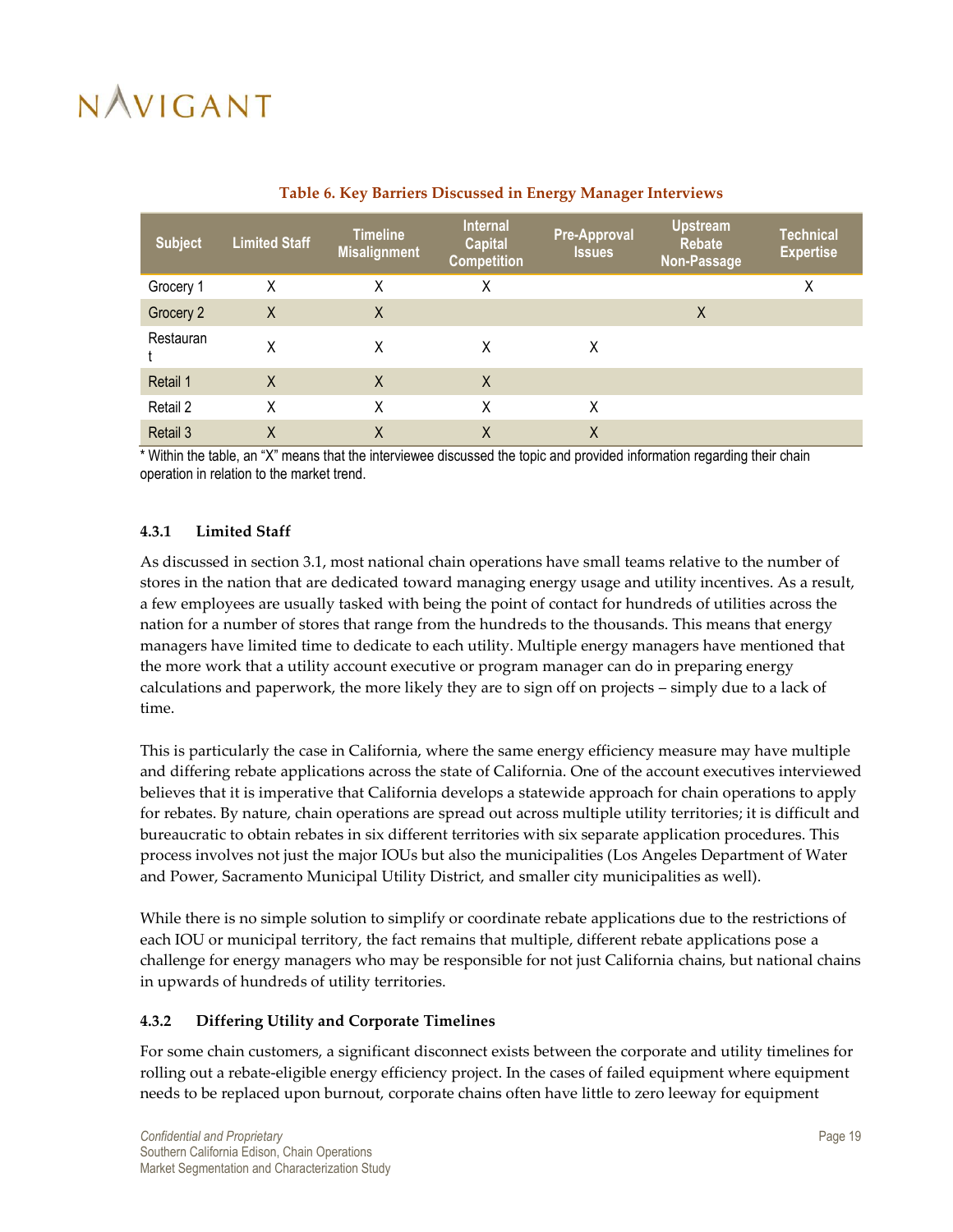**Table 6. Key Barriers Discussed in Energy Manager Interviews**

| Subject | Limited Staff | Timeline Misalignment | Internal Capital Competition | Pre-Approval Issues | Upstream Rebate Non-Passage | Technical Expertise |
|---|---|---|---|---|---|---|
| Grocery 1 | X | X | X | | | X |
| Grocery 2 | X | X | | | X | |
| Restaurant | X | X | X | X | | |
| Retail 1 | X | X | X | | | |
| Retail 2 | X | X | X | X | | |
| Retail 3 | X | X | X | X | | |

* Within the table, an "X" means that the interviewee discussed the topic and provided information regarding their chain operation in relation to the market trend.

### 4.3.1 Limited Staff

As discussed in section 3.1, most national chain operations have small teams relative to the number of stores in the nation that are dedicated toward managing energy usage and utility incentives. As a result, a few employees are usually tasked with being the point of contact for hundreds of utilities across the nation for a number of stores that range from the hundreds to the thousands. This means that energy managers have limited time to dedicate to each utility. Multiple energy managers have mentioned that the more work that a utility account executive or program manager can do in preparing energy calculations and paperwork, the more likely they are to sign off on projects – simply due to a lack of time.

This is particularly the case in California, where the same energy efficiency measure may have multiple and differing rebate applications across the state of California. One of the account executives interviewed believes that it is imperative that California develops a statewide approach for chain operations to apply for rebates. By nature, chain operations are spread out across multiple utility territories; it is difficult and bureaucratic to obtain rebates in six different territories with six separate application procedures. This process involves not just the major IOUs but also the municipalities (Los Angeles Department of Water and Power, Sacramento Municipal Utility District, and smaller city municipalities as well).

While there is no simple solution to simplify or coordinate rebate applications due to the restrictions of each IOU or municipal territory, the fact remains that multiple, different rebate applications pose a challenge for energy managers who may be responsible for not just California chains, but national chains in upwards of hundreds of utility territories.

### 4.3.2 Differing Utility and Corporate Timelines

For some chain customers, a significant disconnect exists between the corporate and utility timelines for rolling out a rebate-eligible energy efficiency project. In the cases of failed equipment where equipment needs to be replaced upon burnout, corporate chains often have little to zero leeway for equipment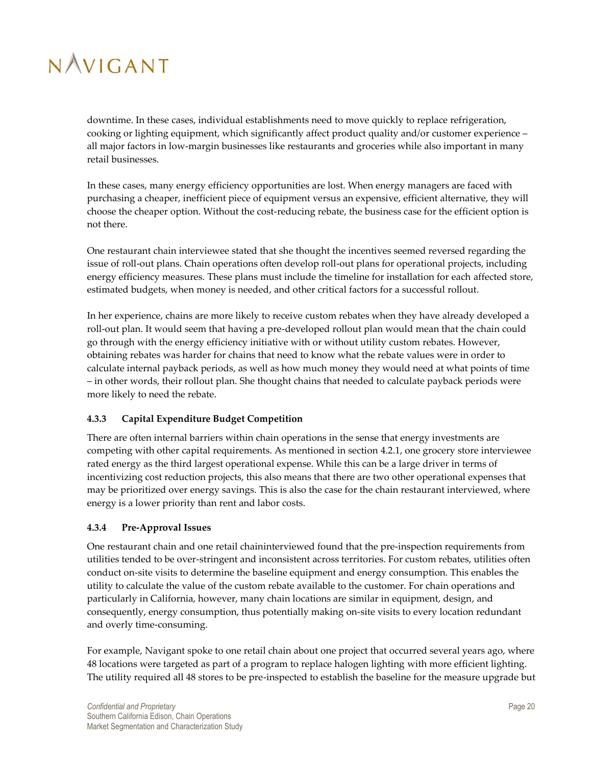downtime. In these cases, individual establishments need to move quickly to replace refrigeration, cooking or lighting equipment, which significantly affect product quality and/or customer experience – all major factors in low-margin businesses like restaurants and groceries while also important in many retail businesses.

In these cases, many energy efficiency opportunities are lost. When energy managers are faced with purchasing a cheaper, inefficient piece of equipment versus an expensive, efficient alternative, they will choose the cheaper option. Without the cost-reducing rebate, the business case for the efficient option is not there.

One restaurant chain interviewee stated that she thought the incentives seemed reversed regarding the issue of roll-out plans. Chain operations often develop roll-out plans for operational projects, including energy efficiency measures. These plans must include the timeline for installation for each affected store, estimated budgets, when money is needed, and other critical factors for a successful rollout.

In her experience, chains are more likely to receive custom rebates when they have already developed a roll-out plan. It would seem that having a pre-developed rollout plan would mean that the chain could go through with the energy efficiency initiative with or without utility custom rebates. However, obtaining rebates was harder for chains that need to know what the rebate values were in order to calculate internal payback periods, as well as how much money they would need at what points of time – in other words, their rollout plan. She thought chains that needed to calculate payback periods were more likely to need the rebate.

### 4.3.3 Capital Expenditure Budget Competition

There are often internal barriers within chain operations in the sense that energy investments are competing with other capital requirements. As mentioned in section 4.2.1, one grocery store interviewee rated energy as the third largest operational expense. While this can be a large driver in terms of incentivizing cost reduction projects, this also means that there are two other operational expenses that may be prioritized over energy savings. This is also the case for the chain restaurant interviewed, where energy is a lower priority than rent and labor costs.

### 4.3.4 Pre-Approval Issues

One restaurant chain and one retail chaininterviewed found that the pre-inspection requirements from utilities tended to be over-stringent and inconsistent across territories. For custom rebates, utilities often conduct on-site visits to determine the baseline equipment and energy consumption. This enables the utility to calculate the value of the custom rebate available to the customer. For chain operations and particularly in California, however, many chain locations are similar in equipment, design, and consequently, energy consumption, thus potentially making on-site visits to every location redundant and overly time-consuming.

For example, Navigant spoke to one retail chain about one project that occurred several years ago, where 48 locations were targeted as part of a program to replace halogen lighting with more efficient lighting. The utility required all 48 stores to be pre-inspected to establish the baseline for the measure upgrade but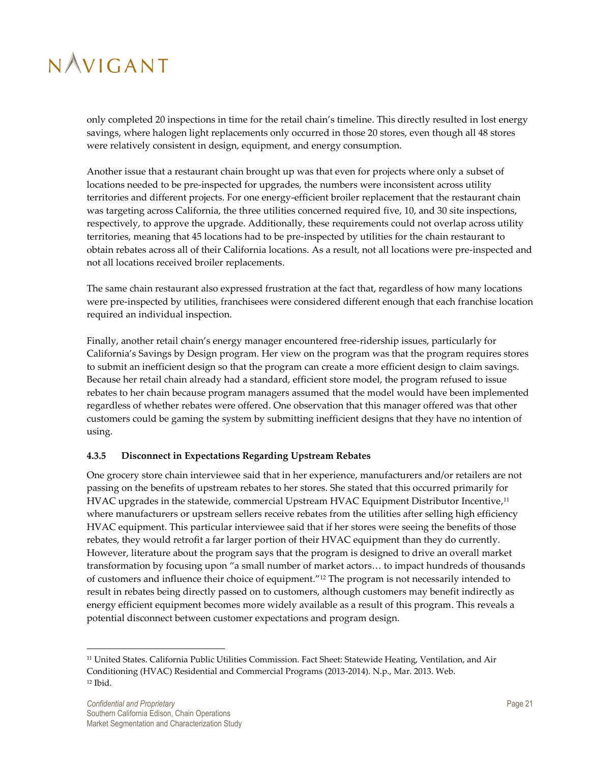only completed 20 inspections in time for the retail chain's timeline. This directly resulted in lost energy savings, where halogen light replacements only occurred in those 20 stores, even though all 48 stores were relatively consistent in design, equipment, and energy consumption.

Another issue that a restaurant chain brought up was that even for projects where only a subset of locations needed to be pre-inspected for upgrades, the numbers were inconsistent across utility territories and different projects. For one energy-efficient broiler replacement that the restaurant chain was targeting across California, the three utilities concerned required five, 10, and 30 site inspections, respectively, to approve the upgrade. Additionally, these requirements could not overlap across utility territories, meaning that 45 locations had to be pre-inspected by utilities for the chain restaurant to obtain rebates across all of their California locations. As a result, not all locations were pre-inspected and not all locations received broiler replacements.

The same chain restaurant also expressed frustration at the fact that, regardless of how many locations were pre-inspected by utilities, franchisees were considered different enough that each franchise location required an individual inspection.

Finally, another retail chain's energy manager encountered free-ridership issues, particularly for California's Savings by Design program. Her view on the program was that the program requires stores to submit an inefficient design so that the program can create a more efficient design to claim savings. Because her retail chain already had a standard, efficient store model, the program refused to issue rebates to her chain because program managers assumed that the model would have been implemented regardless of whether rebates were offered. One observation that this manager offered was that other customers could be gaming the system by submitting inefficient designs that they have no intention of using.

#### 4.3.5 Disconnect in Expectations Regarding Upstream Rebates

One grocery store chain interviewee said that in her experience, manufacturers and/or retailers are not passing on the benefits of upstream rebates to her stores. She stated that this occurred primarily for HVAC upgrades in the statewide, commercial Upstream HVAC Equipment Distributor Incentive,[11] where manufacturers or upstream sellers receive rebates from the utilities after selling high efficiency HVAC equipment. This particular interviewee said that if her stores were seeing the benefits of those rebates, they would retrofit a far larger portion of their HVAC equipment than they do currently. However, literature about the program says that the program is designed to drive an overall market transformation by focusing upon "a small number of market actors… to impact hundreds of thousands of customers and influence their choice of equipment."[12] The program is not necessarily intended to result in rebates being directly passed on to customers, although customers may benefit indirectly as energy efficient equipment becomes more widely available as a result of this program. This reveals a potential disconnect between customer expectations and program design.

---

[11] United States. California Public Utilities Commission. Fact Sheet: Statewide Heating, Ventilation, and Air Conditioning (HVAC) Residential and Commercial Programs (2013-2014). N.p., Mar. 2013. Web.
[12] Ibid.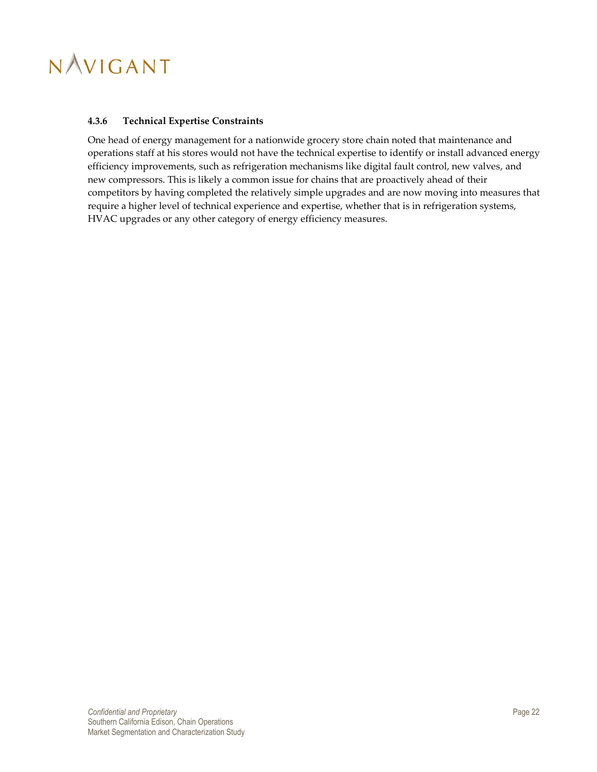#### 4.3.6 Technical Expertise Constraints

One head of energy management for a nationwide grocery store chain noted that maintenance and operations staff at his stores would not have the technical expertise to identify or install advanced energy efficiency improvements, such as refrigeration mechanisms like digital fault control, new valves, and new compressors. This is likely a common issue for chains that are proactively ahead of their competitors by having completed the relatively simple upgrades and are now moving into measures that require a higher level of technical experience and expertise, whether that is in refrigeration systems, HVAC upgrades or any other category of energy efficiency measures.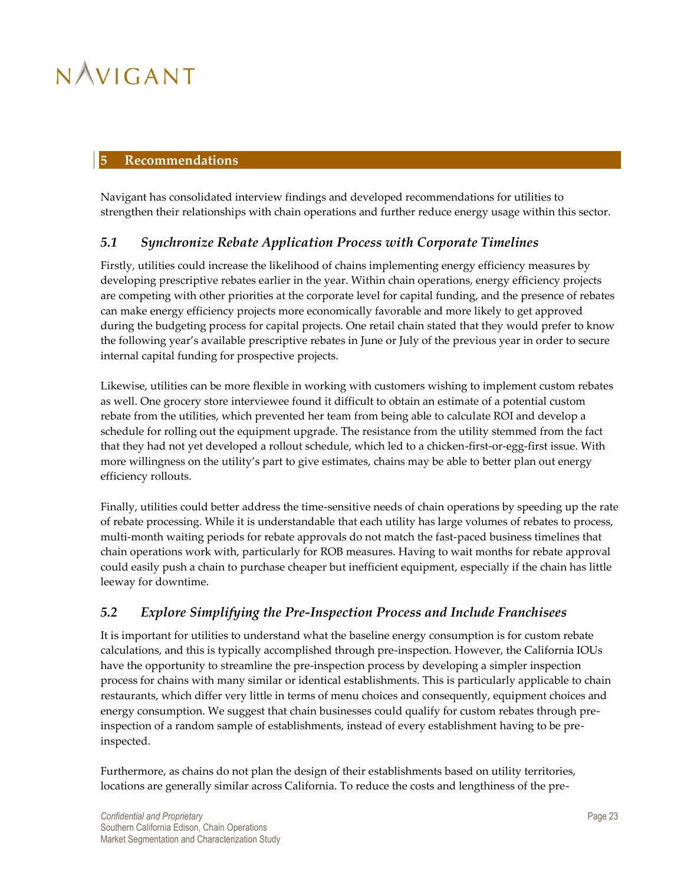## 5 Recommendations

Navigant has consolidated interview findings and developed recommendations for utilities to strengthen their relationships with chain operations and further reduce energy usage within this sector.

### *5.1 Synchronize Rebate Application Process with Corporate Timelines*

Firstly, utilities could increase the likelihood of chains implementing energy efficiency measures by developing prescriptive rebates earlier in the year. Within chain operations, energy efficiency projects are competing with other priorities at the corporate level for capital funding, and the presence of rebates can make energy efficiency projects more economically favorable and more likely to get approved during the budgeting process for capital projects. One retail chain stated that they would prefer to know the following year's available prescriptive rebates in June or July of the previous year in order to secure internal capital funding for prospective projects.

Likewise, utilities can be more flexible in working with customers wishing to implement custom rebates as well. One grocery store interviewee found it difficult to obtain an estimate of a potential custom rebate from the utilities, which prevented her team from being able to calculate ROI and develop a schedule for rolling out the equipment upgrade. The resistance from the utility stemmed from the fact that they had not yet developed a rollout schedule, which led to a chicken-first-or-egg-first issue. With more willingness on the utility's part to give estimates, chains may be able to better plan out energy efficiency rollouts.

Finally, utilities could better address the time-sensitive needs of chain operations by speeding up the rate of rebate processing. While it is understandable that each utility has large volumes of rebates to process, multi-month waiting periods for rebate approvals do not match the fast-paced business timelines that chain operations work with, particularly for ROB measures. Having to wait months for rebate approval could easily push a chain to purchase cheaper but inefficient equipment, especially if the chain has little leeway for downtime.

### *5.2 Explore Simplifying the Pre-Inspection Process and Include Franchisees*

It is important for utilities to understand what the baseline energy consumption is for custom rebate calculations, and this is typically accomplished through pre-inspection. However, the California IOUs have the opportunity to streamline the pre-inspection process by developing a simpler inspection process for chains with many similar or identical establishments. This is particularly applicable to chain restaurants, which differ very little in terms of menu choices and consequently, equipment choices and energy consumption. We suggest that chain businesses could qualify for custom rebates through pre-inspection of a random sample of establishments, instead of every establishment having to be pre-inspected.

Furthermore, as chains do not plan the design of their establishments based on utility territories, locations are generally similar across California. To reduce the costs and lengthiness of the pre-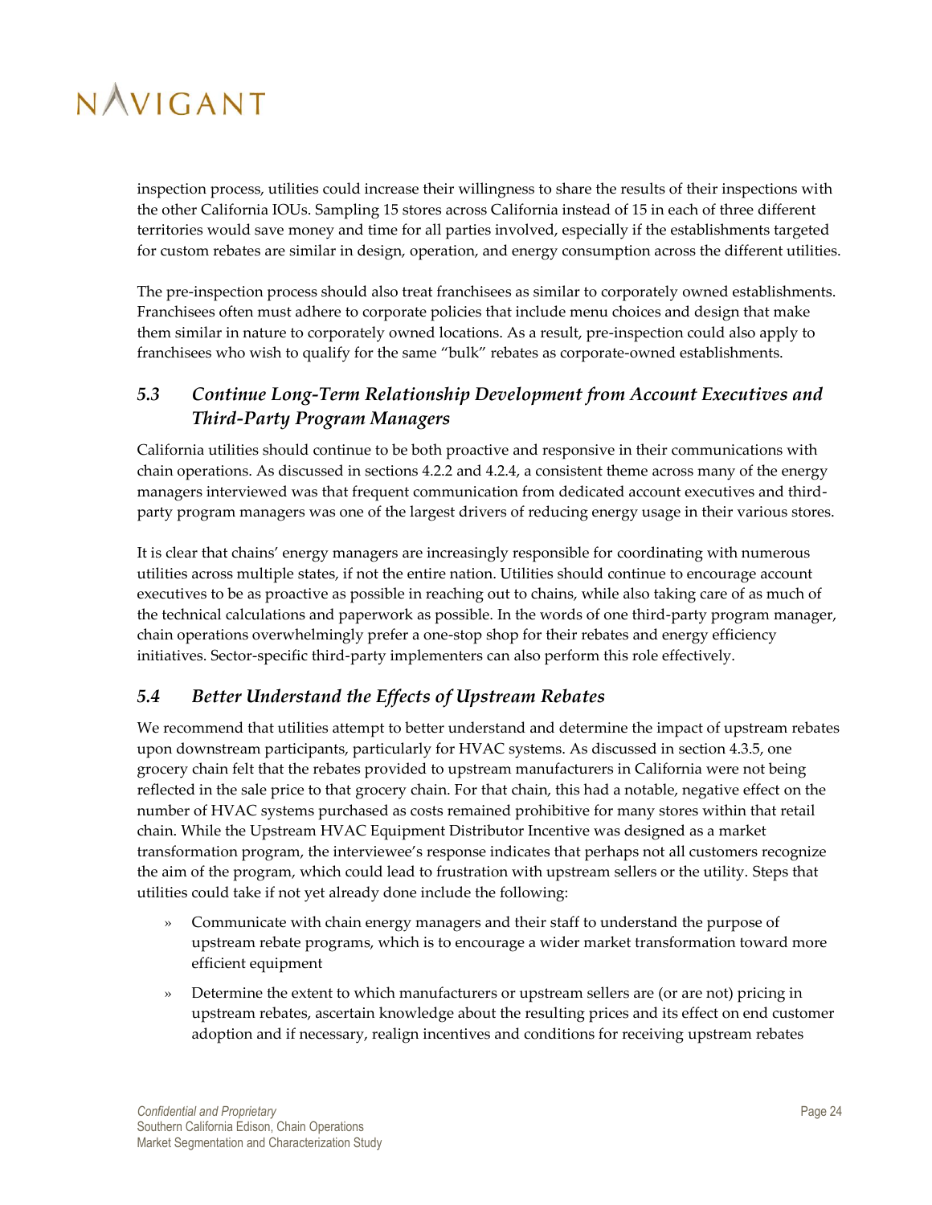inspection process, utilities could increase their willingness to share the results of their inspections with the other California IOUs. Sampling 15 stores across California instead of 15 in each of three different territories would save money and time for all parties involved, especially if the establishments targeted for custom rebates are similar in design, operation, and energy consumption across the different utilities.

The pre-inspection process should also treat franchisees as similar to corporately owned establishments. Franchisees often must adhere to corporate policies that include menu choices and design that make them similar in nature to corporately owned locations. As a result, pre-inspection could also apply to franchisees who wish to qualify for the same "bulk" rebates as corporate-owned establishments.

## *5.3 Continue Long-Term Relationship Development from Account Executives and Third-Party Program Managers*

California utilities should continue to be both proactive and responsive in their communications with chain operations. As discussed in sections 4.2.2 and 4.2.4, a consistent theme across many of the energy managers interviewed was that frequent communication from dedicated account executives and third-party program managers was one of the largest drivers of reducing energy usage in their various stores.

It is clear that chains' energy managers are increasingly responsible for coordinating with numerous utilities across multiple states, if not the entire nation. Utilities should continue to encourage account executives to be as proactive as possible in reaching out to chains, while also taking care of as much of the technical calculations and paperwork as possible. In the words of one third-party program manager, chain operations overwhelmingly prefer a one-stop shop for their rebates and energy efficiency initiatives. Sector-specific third-party implementers can also perform this role effectively.

## *5.4 Better Understand the Effects of Upstream Rebates*

We recommend that utilities attempt to better understand and determine the impact of upstream rebates upon downstream participants, particularly for HVAC systems. As discussed in section 4.3.5, one grocery chain felt that the rebates provided to upstream manufacturers in California were not being reflected in the sale price to that grocery chain. For that chain, this had a notable, negative effect on the number of HVAC systems purchased as costs remained prohibitive for many stores within that retail chain. While the Upstream HVAC Equipment Distributor Incentive was designed as a market transformation program, the interviewee's response indicates that perhaps not all customers recognize the aim of the program, which could lead to frustration with upstream sellers or the utility. Steps that utilities could take if not yet already done include the following:

- Communicate with chain energy managers and their staff to understand the purpose of upstream rebate programs, which is to encourage a wider market transformation toward more efficient equipment
- Determine the extent to which manufacturers or upstream sellers are (or are not) pricing in upstream rebates, ascertain knowledge about the resulting prices and its effect on end customer adoption and if necessary, realign incentives and conditions for receiving upstream rebates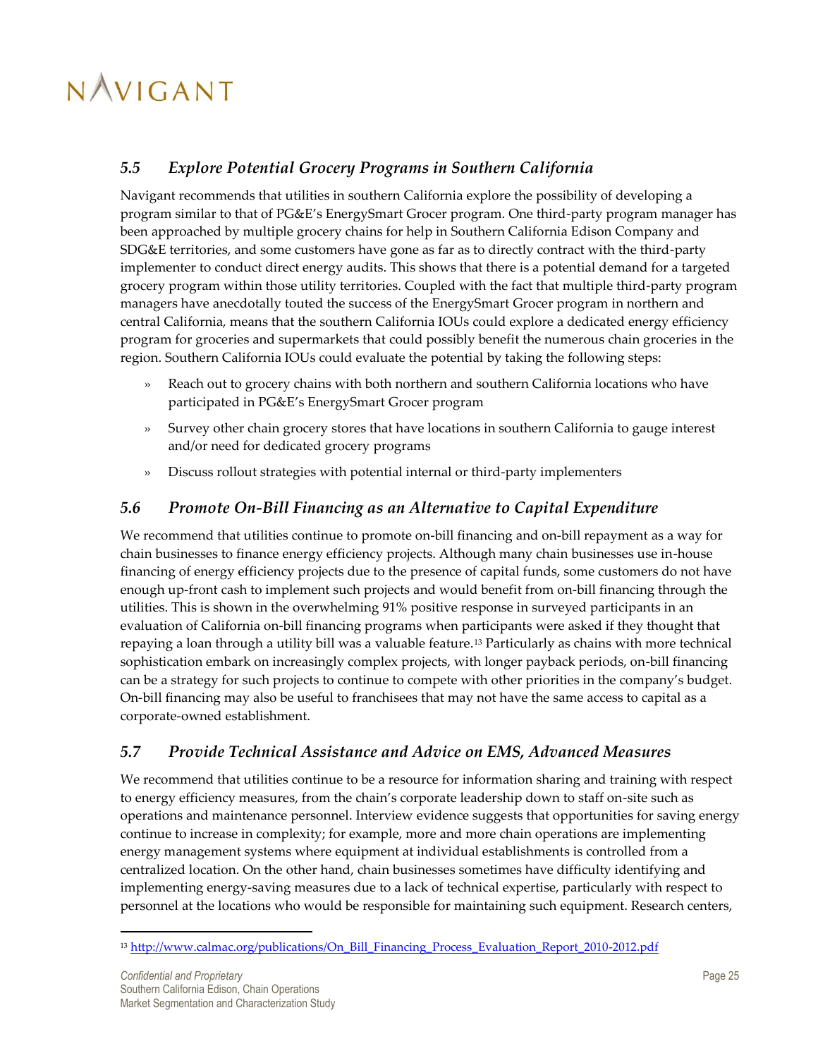## *5.5 Explore Potential Grocery Programs in Southern California*

Navigant recommends that utilities in southern California explore the possibility of developing a program similar to that of PG&E's EnergySmart Grocer program. One third-party program manager has been approached by multiple grocery chains for help in Southern California Edison Company and SDG&E territories, and some customers have gone as far as to directly contract with the third-party implementer to conduct direct energy audits. This shows that there is a potential demand for a targeted grocery program within those utility territories. Coupled with the fact that multiple third-party program managers have anecdotally touted the success of the EnergySmart Grocer program in northern and central California, means that the southern California IOUs could explore a dedicated energy efficiency program for groceries and supermarkets that could possibly benefit the numerous chain groceries in the region. Southern California IOUs could evaluate the potential by taking the following steps:

- Reach out to grocery chains with both northern and southern California locations who have participated in PG&E's EnergySmart Grocer program
- Survey other chain grocery stores that have locations in southern California to gauge interest and/or need for dedicated grocery programs
- Discuss rollout strategies with potential internal or third-party implementers

## *5.6 Promote On-Bill Financing as an Alternative to Capital Expenditure*

We recommend that utilities continue to promote on-bill financing and on-bill repayment as a way for chain businesses to finance energy efficiency projects. Although many chain businesses use in-house financing of energy efficiency projects due to the presence of capital funds, some customers do not have enough up-front cash to implement such projects and would benefit from on-bill financing through the utilities. This is shown in the overwhelming 91% positive response in surveyed participants in an evaluation of California on-bill financing programs when participants were asked if they thought that repaying a loan through a utility bill was a valuable feature.[13] Particularly as chains with more technical sophistication embark on increasingly complex projects, with longer payback periods, on-bill financing can be a strategy for such projects to continue to compete with other priorities in the company's budget. On-bill financing may also be useful to franchisees that may not have the same access to capital as a corporate-owned establishment.

## *5.7 Provide Technical Assistance and Advice on EMS, Advanced Measures*

We recommend that utilities continue to be a resource for information sharing and training with respect to energy efficiency measures, from the chain's corporate leadership down to staff on-site such as operations and maintenance personnel. Interview evidence suggests that opportunities for saving energy continue to increase in complexity; for example, more and more chain operations are implementing energy management systems where equipment at individual establishments is controlled from a centralized location. On the other hand, chain businesses sometimes have difficulty identifying and implementing energy-saving measures due to a lack of technical expertise, particularly with respect to personnel at the locations who would be responsible for maintaining such equipment. Research centers,

---

[13] http://www.calmac.org/publications/On_Bill_Financing_Process_Evaluation_Report_2010-2012.pdf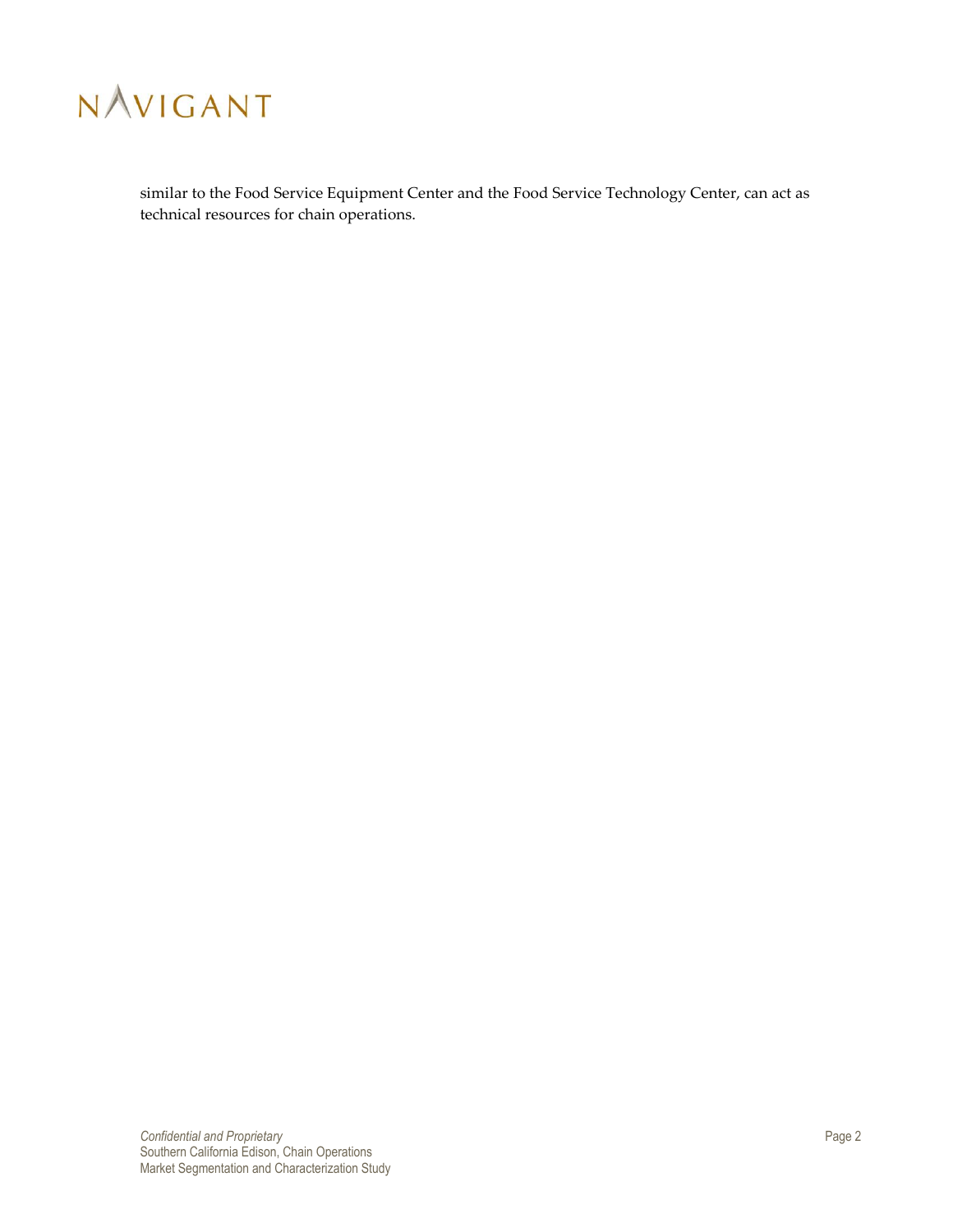similar to the Food Service Equipment Center and the Food Service Technology Center, can act as technical resources for chain operations.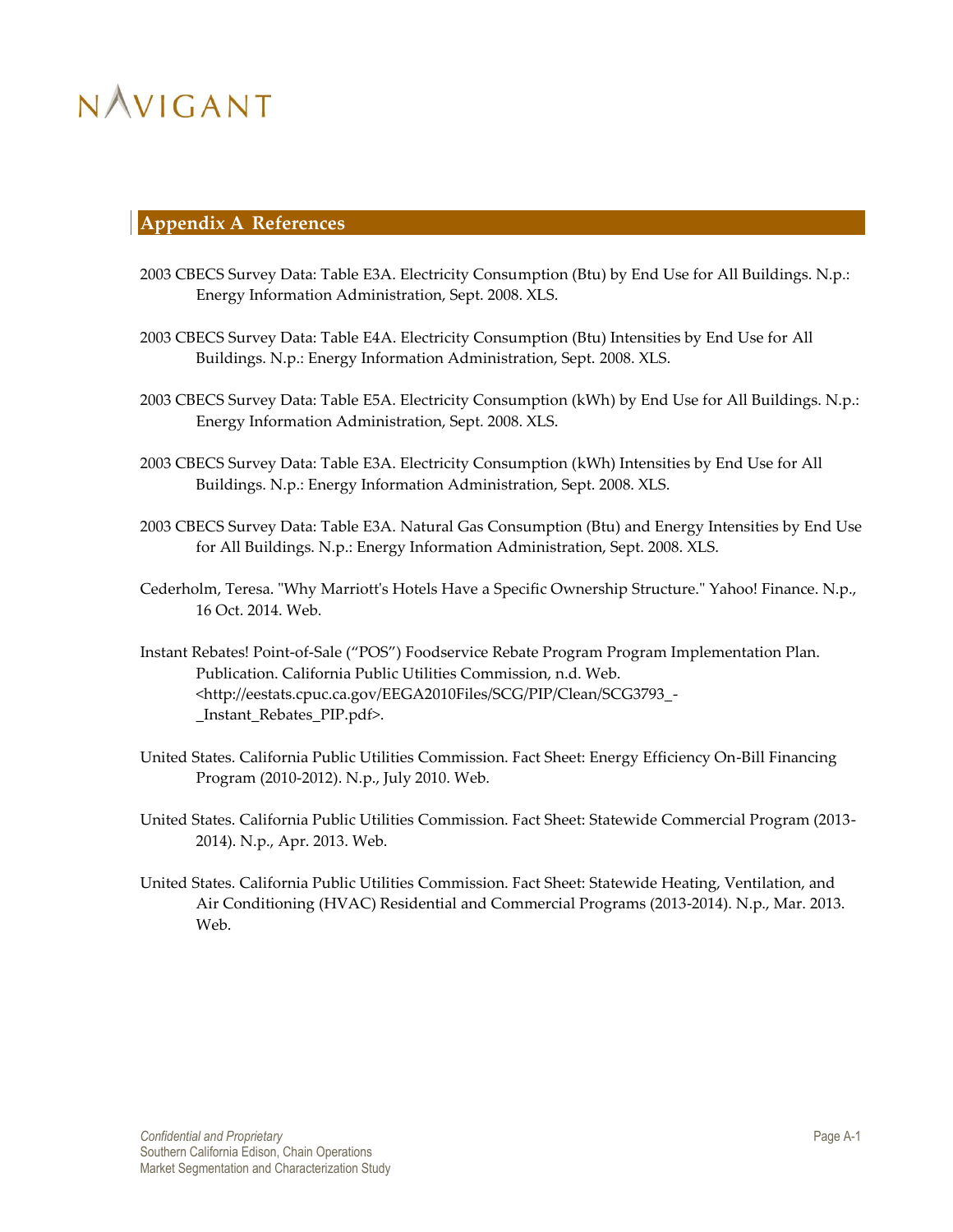# Appendix A References

2003 CBECS Survey Data: Table E3A. Electricity Consumption (Btu) by End Use for All Buildings. N.p.: Energy Information Administration, Sept. 2008. XLS.

2003 CBECS Survey Data: Table E4A. Electricity Consumption (Btu) Intensities by End Use for All Buildings. N.p.: Energy Information Administration, Sept. 2008. XLS.

2003 CBECS Survey Data: Table E5A. Electricity Consumption (kWh) by End Use for All Buildings. N.p.: Energy Information Administration, Sept. 2008. XLS.

2003 CBECS Survey Data: Table E3A. Electricity Consumption (kWh) Intensities by End Use for All Buildings. N.p.: Energy Information Administration, Sept. 2008. XLS.

2003 CBECS Survey Data: Table E3A. Natural Gas Consumption (Btu) and Energy Intensities by End Use for All Buildings. N.p.: Energy Information Administration, Sept. 2008. XLS.

Cederholm, Teresa. "Why Marriott's Hotels Have a Specific Ownership Structure." Yahoo! Finance. N.p., 16 Oct. 2014. Web.

Instant Rebates! Point-of-Sale ("POS") Foodservice Rebate Program Program Implementation Plan. Publication. California Public Utilities Commission, n.d. Web. <http://eestats.cpuc.ca.gov/EEGA2010Files/SCG/PIP/Clean/SCG3793_-_Instant_Rebates_PIP.pdf>.

United States. California Public Utilities Commission. Fact Sheet: Energy Efficiency On-Bill Financing Program (2010-2012). N.p., July 2010. Web.

United States. California Public Utilities Commission. Fact Sheet: Statewide Commercial Program (2013-2014). N.p., Apr. 2013. Web.

United States. California Public Utilities Commission. Fact Sheet: Statewide Heating, Ventilation, and Air Conditioning (HVAC) Residential and Commercial Programs (2013-2014). N.p., Mar. 2013. Web.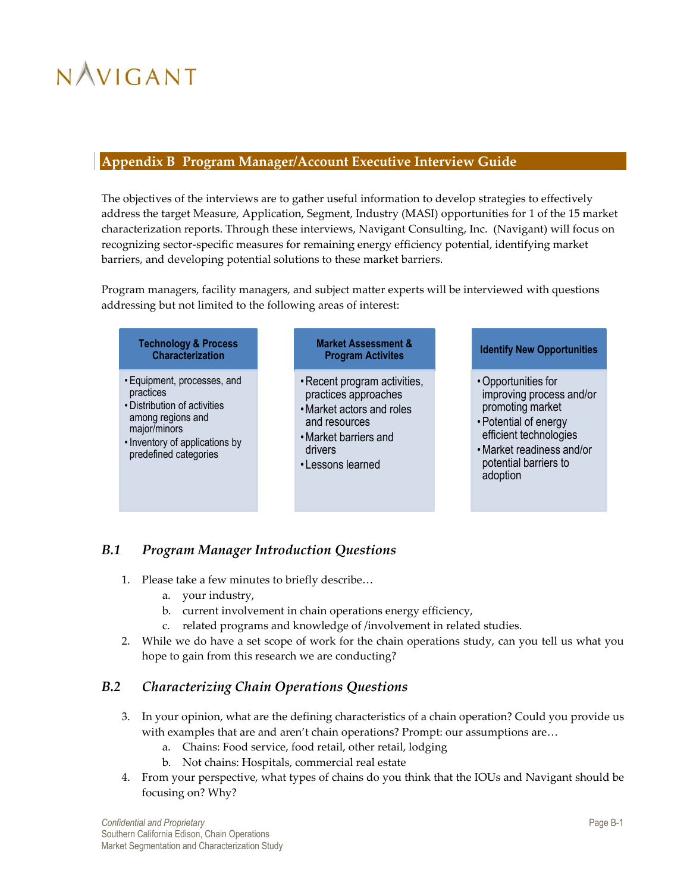## Appendix B Program Manager/Account Executive Interview Guide

The objectives of the interviews are to gather useful information to develop strategies to effectively address the target Measure, Application, Segment, Industry (MASI) opportunities for 1 of the 15 market characterization reports. Through these interviews, Navigant Consulting, Inc. (Navigant) will focus on recognizing sector-specific measures for remaining energy efficiency potential, identifying market barriers, and developing potential solutions to these market barriers.

Program managers, facility managers, and subject matter experts will be interviewed with questions addressing but not limited to the following areas of interest:

| Technology & Process Characterization | Market Assessment & Program Activites | Identify New Opportunities |
|---|---|---|
| • Equipment, processes, and practices<br>• Distribution of activities among regions and major/minors<br>• Inventory of applications by predefined categories | • Recent program activities, practices approaches<br>• Market actors and roles and resources<br>• Market barriers and drivers<br>• Lessons learned | • Opportunities for improving process and/or promoting market<br>• Potential of energy efficient technologies<br>• Market readiness and/or potential barriers to adoption |

### *B.1 Program Manager Introduction Questions*

1. Please take a few minutes to briefly describe…
   a. your industry,
   b. current involvement in chain operations energy efficiency,
   c. related programs and knowledge of /involvement in related studies.
2. While we do have a set scope of work for the chain operations study, can you tell us what you hope to gain from this research we are conducting?

### *B.2 Characterizing Chain Operations Questions*

3. In your opinion, what are the defining characteristics of a chain operation? Could you provide us with examples that are and aren't chain operations? Prompt: our assumptions are…
   a. Chains: Food service, food retail, other retail, lodging
   b. Not chains: Hospitals, commercial real estate
4. From your perspective, what types of chains do you think that the IOUs and Navigant should be focusing on? Why?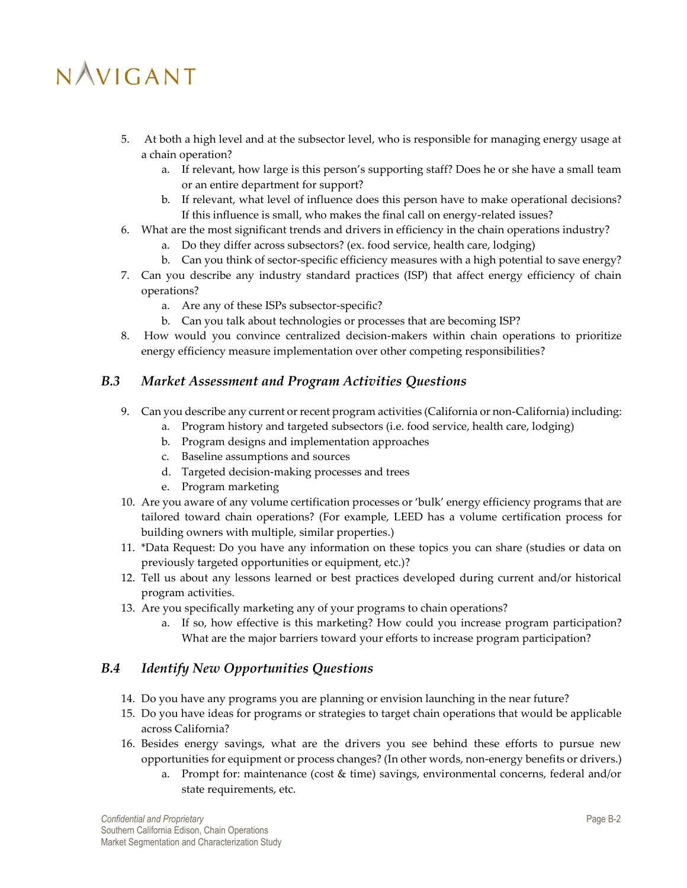5. At both a high level and at the subsector level, who is responsible for managing energy usage at a chain operation?
   a. If relevant, how large is this person's supporting staff? Does he or she have a small team or an entire department for support?
   b. If relevant, what level of influence does this person have to make operational decisions? If this influence is small, who makes the final call on energy-related issues?
6. What are the most significant trends and drivers in efficiency in the chain operations industry?
   a. Do they differ across subsectors? (ex. food service, health care, lodging)
   b. Can you think of sector-specific efficiency measures with a high potential to save energy?
7. Can you describe any industry standard practices (ISP) that affect energy efficiency of chain operations?
   a. Are any of these ISPs subsector-specific?
   b. Can you talk about technologies or processes that are becoming ISP?
8. How would you convince centralized decision-makers within chain operations to prioritize energy efficiency measure implementation over other competing responsibilities?

### *B.3 Market Assessment and Program Activities Questions*

9. Can you describe any current or recent program activities (California or non-California) including:
   a. Program history and targeted subsectors (i.e. food service, health care, lodging)
   b. Program designs and implementation approaches
   c. Baseline assumptions and sources
   d. Targeted decision-making processes and trees
   e. Program marketing
10. Are you aware of any volume certification processes or 'bulk' energy efficiency programs that are tailored toward chain operations? (For example, LEED has a volume certification process for building owners with multiple, similar properties.)
11. *Data Request: Do you have any information on these topics you can share (studies or data on previously targeted opportunities or equipment, etc.)?
12. Tell us about any lessons learned or best practices developed during current and/or historical program activities.
13. Are you specifically marketing any of your programs to chain operations?
    a. If so, how effective is this marketing? How could you increase program participation? What are the major barriers toward your efforts to increase program participation?

### *B.4 Identify New Opportunities Questions*

14. Do you have any programs you are planning or envision launching in the near future?
15. Do you have ideas for programs or strategies to target chain operations that would be applicable across California?
16. Besides energy savings, what are the drivers you see behind these efforts to pursue new opportunities for equipment or process changes? (In other words, non-energy benefits or drivers.)
    a. Prompt for: maintenance (cost & time) savings, environmental concerns, federal and/or state requirements, etc.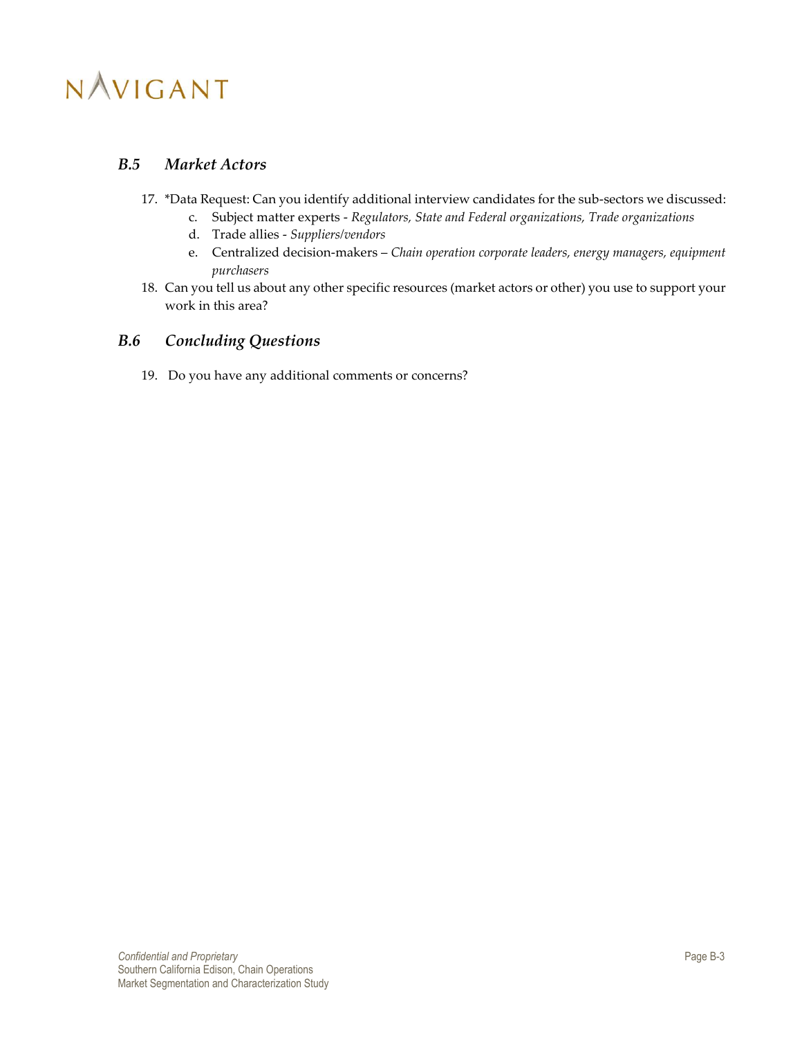### *B.5 Market Actors*

17. *Data Request: Can you identify additional interview candidates for the sub-sectors we discussed:
    c. Subject matter experts - *Regulators, State and Federal organizations, Trade organizations*
    d. Trade allies - *Suppliers/vendors*
    e. Centralized decision-makers – *Chain operation corporate leaders, energy managers, equipment purchasers*
18. Can you tell us about any other specific resources (market actors or other) you use to support your work in this area?

### *B.6 Concluding Questions*

19. Do you have any additional comments or concerns?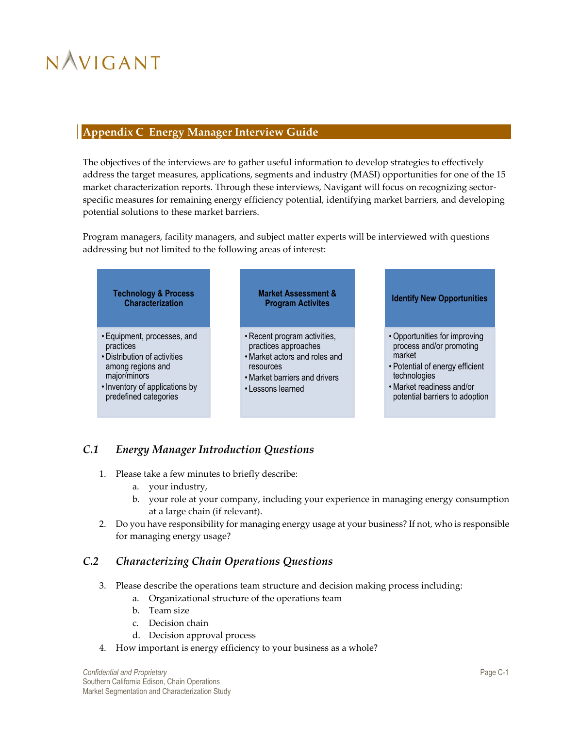## Appendix C Energy Manager Interview Guide

The objectives of the interviews are to gather useful information to develop strategies to effectively address the target measures, applications, segments and industry (MASI) opportunities for one of the 15 market characterization reports. Through these interviews, Navigant will focus on recognizing sector-specific measures for remaining energy efficiency potential, identifying market barriers, and developing potential solutions to these market barriers.

Program managers, facility managers, and subject matter experts will be interviewed with questions addressing but not limited to the following areas of interest:

| Technology & Process Characterization | Market Assessment & Program Activites | Identify New Opportunities |
|---|---|---|
| • Equipment, processes, and practices<br>• Distribution of activities among regions and major/minors<br>• Inventory of applications by predefined categories | • Recent program activities, practices approaches<br>• Market actors and roles and resources<br>• Market barriers and drivers<br>• Lessons learned | • Opportunities for improving process and/or promoting market<br>• Potential of energy efficient technologies<br>• Market readiness and/or potential barriers to adoption |

### C.1 *Energy Manager Introduction Questions*

1. Please take a few minutes to briefly describe:
   a. your industry,
   b. your role at your company, including your experience in managing energy consumption at a large chain (if relevant).
2. Do you have responsibility for managing energy usage at your business? If not, who is responsible for managing energy usage?

### C.2 *Characterizing Chain Operations Questions*

3. Please describe the operations team structure and decision making process including:
   a. Organizational structure of the operations team
   b. Team size
   c. Decision chain
   d. Decision approval process
4. How important is energy efficiency to your business as a whole?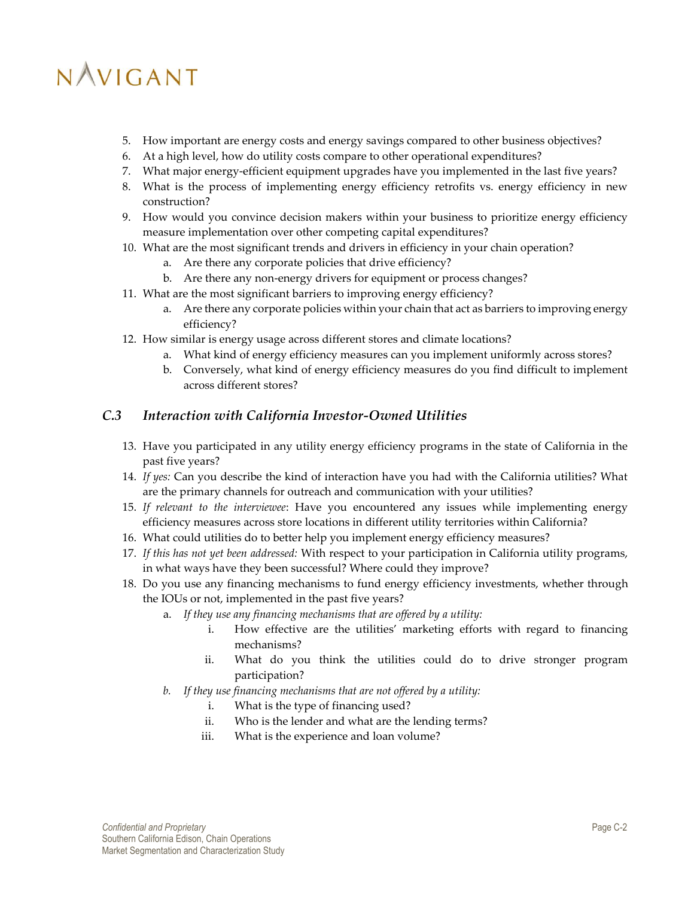5. How important are energy costs and energy savings compared to other business objectives?
6. At a high level, how do utility costs compare to other operational expenditures?
7. What major energy-efficient equipment upgrades have you implemented in the last five years?
8. What is the process of implementing energy efficiency retrofits vs. energy efficiency in new construction?
9. How would you convince decision makers within your business to prioritize energy efficiency measure implementation over other competing capital expenditures?
10. What are the most significant trends and drivers in efficiency in your chain operation?
    a. Are there any corporate policies that drive efficiency?
    b. Are there any non-energy drivers for equipment or process changes?
11. What are the most significant barriers to improving energy efficiency?
    a. Are there any corporate policies within your chain that act as barriers to improving energy efficiency?
12. How similar is energy usage across different stores and climate locations?
    a. What kind of energy efficiency measures can you implement uniformly across stores?
    b. Conversely, what kind of energy efficiency measures do you find difficult to implement across different stores?

### *C.3 Interaction with California Investor-Owned Utilities*

13. Have you participated in any utility energy efficiency programs in the state of California in the past five years?
14. *If yes:* Can you describe the kind of interaction have you had with the California utilities? What are the primary channels for outreach and communication with your utilities?
15. *If relevant to the interviewee*: Have you encountered any issues while implementing energy efficiency measures across store locations in different utility territories within California?
16. What could utilities do to better help you implement energy efficiency measures?
17. *If this has not yet been addressed:* With respect to your participation in California utility programs, in what ways have they been successful? Where could they improve?
18. Do you use any financing mechanisms to fund energy efficiency investments, whether through the IOUs or not, implemented in the past five years?
    a. *If they use any financing mechanisms that are offered by a utility:*
        i. How effective are the utilities' marketing efforts with regard to financing mechanisms?
        ii. What do you think the utilities could do to drive stronger program participation?
    b. *If they use financing mechanisms that are not offered by a utility:*
        i. What is the type of financing used?
        ii. Who is the lender and what are the lending terms?
        iii. What is the experience and loan volume?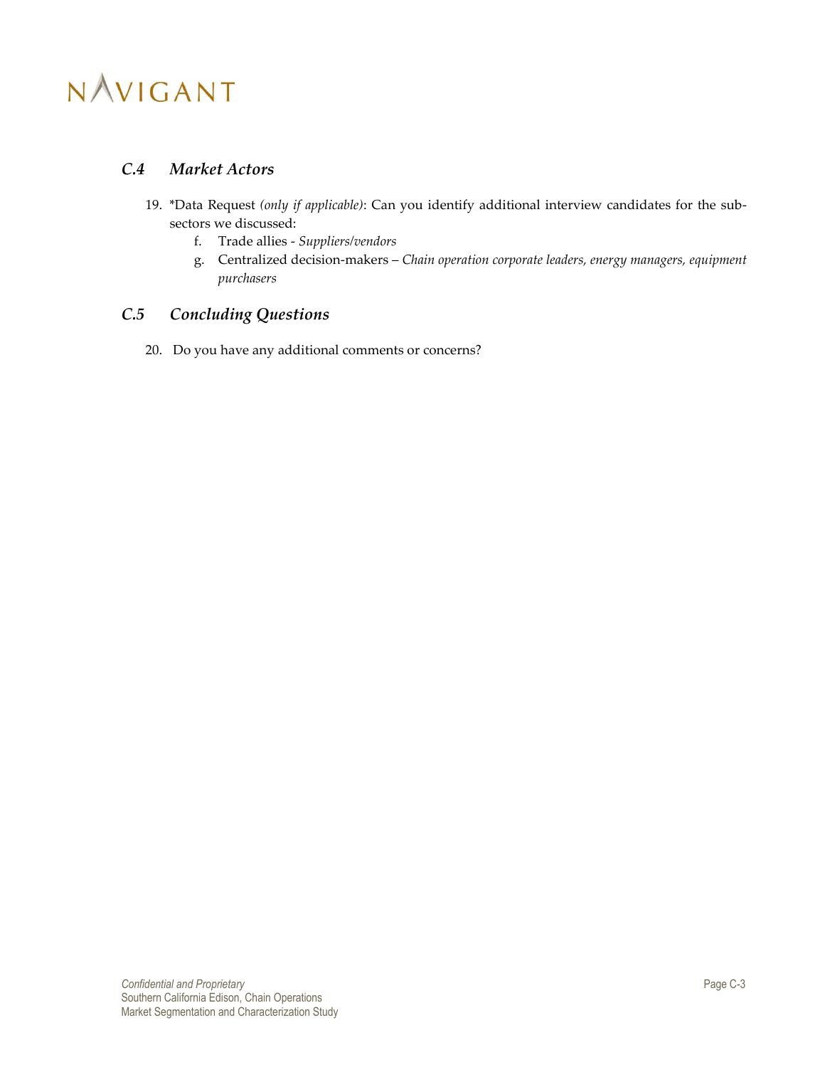### *C.4 Market Actors*

19. *Data Request *(only if applicable)*: Can you identify additional interview candidates for the sub-sectors we discussed:
    f. Trade allies - *Suppliers/vendors*
    g. Centralized decision-makers – *Chain operation corporate leaders, energy managers, equipment purchasers*

### *C.5 Concluding Questions*

20. Do you have any additional comments or concerns?